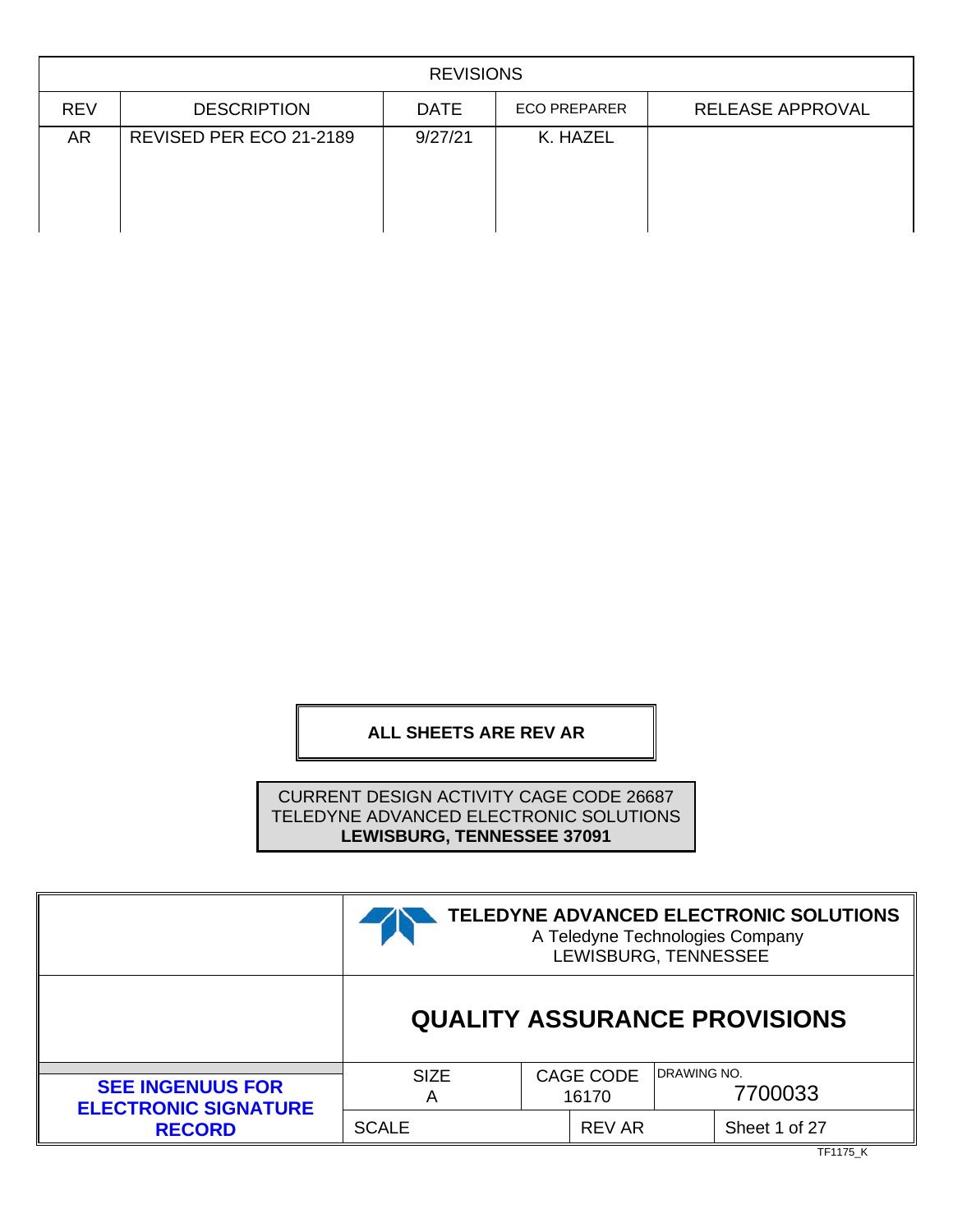| REVISIONS | | | | |
|---|---|---|---|---|
| REV | DESCRIPTION | DATE | ECO PREPARER | RELEASE APPROVAL |
| AR | REVISED PER ECO 21-2189 | 9/27/21 | K. HAZEL | |

**ALL SHEETS ARE REV AR**

CURRENT DESIGN ACTIVITY CAGE CODE 26687
TELEDYNE ADVANCED ELECTRONIC SOLUTIONS
**LEWISBURG, TENNESSEE 37091**

**TELEDYNE ADVANCED ELECTRONIC SOLUTIONS**
A Teledyne Technologies Company
LEWISBURG, TENNESSEE

# QUALITY ASSURANCE PROVISIONS

**SEE INGENUUS FOR ELECTRONIC SIGNATURE RECORD**

| SIZE | CAGE CODE | DRAWING NO. |
|---|---|---|
| A | 16170 | 7700033 |
| SCALE | REV AR | Sheet 1 of 27 |

TF1175_K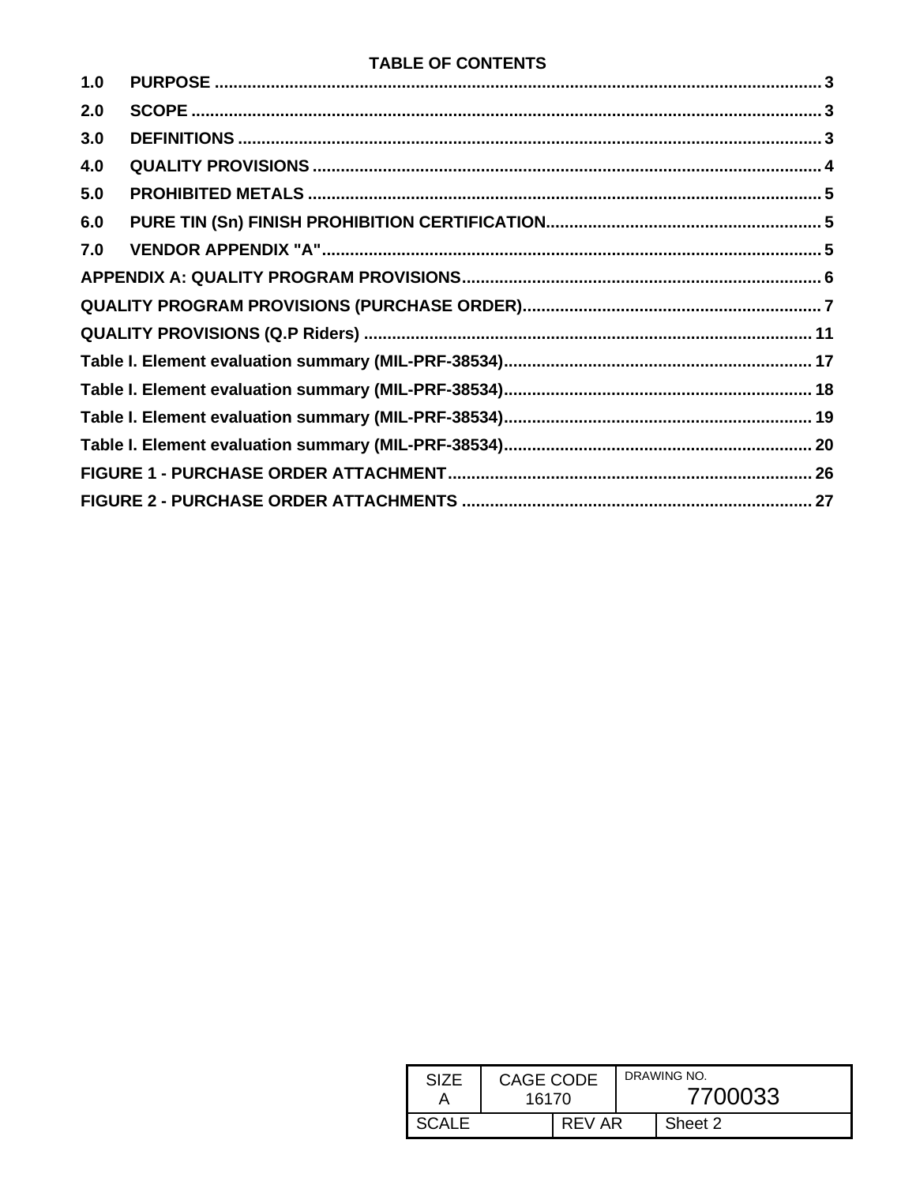# TABLE OF CONTENTS

| | | |
|---|---|---|
| **1.0** | **PURPOSE** | **3** |
| **2.0** | **SCOPE** | **3** |
| **3.0** | **DEFINITIONS** | **3** |
| **4.0** | **QUALITY PROVISIONS** | **4** |
| **5.0** | **PROHIBITED METALS** | **5** |
| **6.0** | **PURE TIN (Sn) FINISH PROHIBITION CERTIFICATION** | **5** |
| **7.0** | **VENDOR APPENDIX "A"** | **5** |
| **APPENDIX A: QUALITY PROGRAM PROVISIONS** | | **6** |
| **QUALITY PROGRAM PROVISIONS (PURCHASE ORDER)** | | **7** |
| **QUALITY PROVISIONS (Q.P Riders)** | | **11** |
| **Table I. Element evaluation summary (MIL-PRF-38534)** | | **17** |
| **Table I. Element evaluation summary (MIL-PRF-38534)** | | **18** |
| **Table I. Element evaluation summary (MIL-PRF-38534)** | | **19** |
| **Table I. Element evaluation summary (MIL-PRF-38534)** | | **20** |
| **FIGURE 1 - PURCHASE ORDER ATTACHMENT** | | **26** |
| **FIGURE 2 - PURCHASE ORDER ATTACHMENTS** | | **27** |

| SIZE A | CAGE CODE 16170 | DRAWING NO. 7700033 |
|---|---|---|
| SCALE | REV AR | Sheet 2 |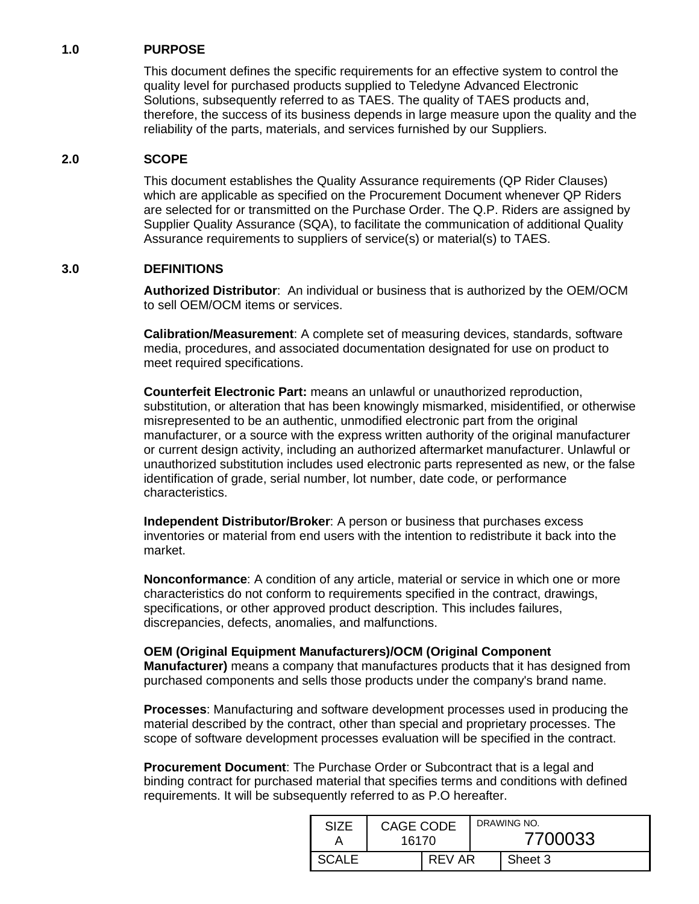## 1.0 PURPOSE

This document defines the specific requirements for an effective system to control the quality level for purchased products supplied to Teledyne Advanced Electronic Solutions, subsequently referred to as TAES. The quality of TAES products and, therefore, the success of its business depends in large measure upon the quality and the reliability of the parts, materials, and services furnished by our Suppliers.

## 2.0 SCOPE

This document establishes the Quality Assurance requirements (QP Rider Clauses) which are applicable as specified on the Procurement Document whenever QP Riders are selected for or transmitted on the Purchase Order. The Q.P. Riders are assigned by Supplier Quality Assurance (SQA), to facilitate the communication of additional Quality Assurance requirements to suppliers of service(s) or material(s) to TAES.

## 3.0 DEFINITIONS

**Authorized Distributor**: An individual or business that is authorized by the OEM/OCM to sell OEM/OCM items or services.

**Calibration/Measurement**: A complete set of measuring devices, standards, software media, procedures, and associated documentation designated for use on product to meet required specifications.

**Counterfeit Electronic Part:** means an unlawful or unauthorized reproduction, substitution, or alteration that has been knowingly mismarked, misidentified, or otherwise misrepresented to be an authentic, unmodified electronic part from the original manufacturer, or a source with the express written authority of the original manufacturer or current design activity, including an authorized aftermarket manufacturer. Unlawful or unauthorized substitution includes used electronic parts represented as new, or the false identification of grade, serial number, lot number, date code, or performance characteristics.

**Independent Distributor/Broker**: A person or business that purchases excess inventories or material from end users with the intention to redistribute it back into the market.

**Nonconformance**: A condition of any article, material or service in which one or more characteristics do not conform to requirements specified in the contract, drawings, specifications, or other approved product description. This includes failures, discrepancies, defects, anomalies, and malfunctions.

**OEM (Original Equipment Manufacturers)/OCM (Original Component Manufacturer)** means a company that manufactures products that it has designed from purchased components and sells those products under the company's brand name.

**Processes**: Manufacturing and software development processes used in producing the material described by the contract, other than special and proprietary processes. The scope of software development processes evaluation will be specified in the contract.

**Procurement Document**: The Purchase Order or Subcontract that is a legal and binding contract for purchased material that specifies terms and conditions with defined requirements. It will be subsequently referred to as P.O hereafter.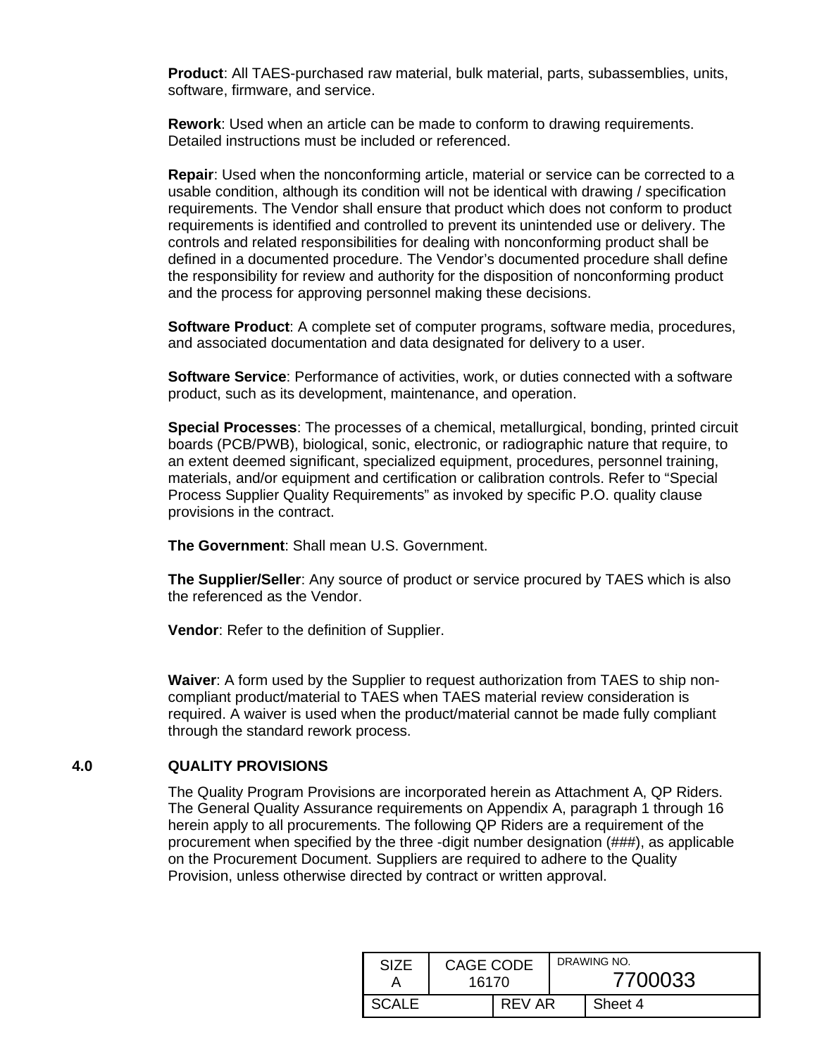**Product**: All TAES-purchased raw material, bulk material, parts, subassemblies, units, software, firmware, and service.

**Rework**: Used when an article can be made to conform to drawing requirements. Detailed instructions must be included or referenced.

**Repair**: Used when the nonconforming article, material or service can be corrected to a usable condition, although its condition will not be identical with drawing / specification requirements. The Vendor shall ensure that product which does not conform to product requirements is identified and controlled to prevent its unintended use or delivery. The controls and related responsibilities for dealing with nonconforming product shall be defined in a documented procedure. The Vendor's documented procedure shall define the responsibility for review and authority for the disposition of nonconforming product and the process for approving personnel making these decisions.

**Software Product**: A complete set of computer programs, software media, procedures, and associated documentation and data designated for delivery to a user.

**Software Service**: Performance of activities, work, or duties connected with a software product, such as its development, maintenance, and operation.

**Special Processes**: The processes of a chemical, metallurgical, bonding, printed circuit boards (PCB/PWB), biological, sonic, electronic, or radiographic nature that require, to an extent deemed significant, specialized equipment, procedures, personnel training, materials, and/or equipment and certification or calibration controls. Refer to "Special Process Supplier Quality Requirements" as invoked by specific P.O. quality clause provisions in the contract.

**The Government**: Shall mean U.S. Government.

**The Supplier/Seller**: Any source of product or service procured by TAES which is also the referenced as the Vendor.

**Vendor**: Refer to the definition of Supplier.

**Waiver**: A form used by the Supplier to request authorization from TAES to ship non-compliant product/material to TAES when TAES material review consideration is required. A waiver is used when the product/material cannot be made fully compliant through the standard rework process.

## 4.0 QUALITY PROVISIONS

The Quality Program Provisions are incorporated herein as Attachment A, QP Riders. The General Quality Assurance requirements on Appendix A, paragraph 1 through 16 herein apply to all procurements. The following QP Riders are a requirement of the procurement when specified by the three -digit number designation (###), as applicable on the Procurement Document. Suppliers are required to adhere to the Quality Provision, unless otherwise directed by contract or written approval.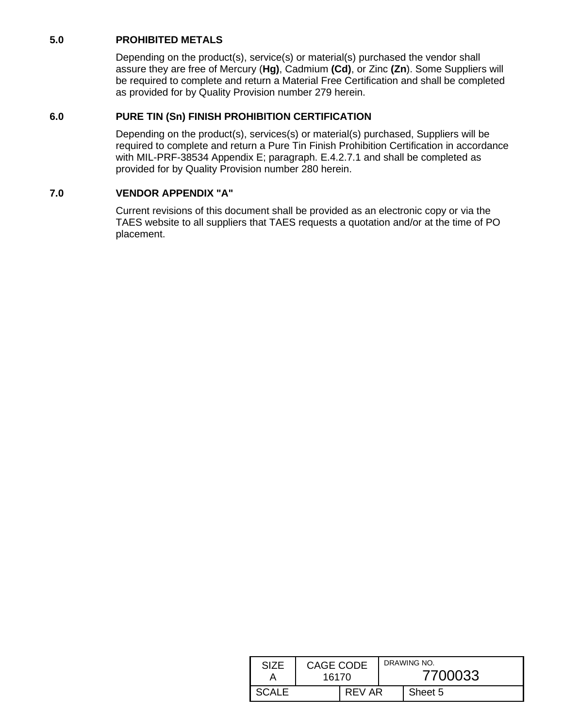## 5.0 PROHIBITED METALS

Depending on the product(s), service(s) or material(s) purchased the vendor shall assure they are free of Mercury (**Hg)**, Cadmium **(Cd)**, or Zinc **(Zn**). Some Suppliers will be required to complete and return a Material Free Certification and shall be completed as provided for by Quality Provision number 279 herein.

## 6.0 PURE TIN (Sn) FINISH PROHIBITION CERTIFICATION

Depending on the product(s), services(s) or material(s) purchased, Suppliers will be required to complete and return a Pure Tin Finish Prohibition Certification in accordance with MIL-PRF-38534 Appendix E; paragraph. E.4.2.7.1 and shall be completed as provided for by Quality Provision number 280 herein.

## 7.0 VENDOR APPENDIX "A"

Current revisions of this document shall be provided as an electronic copy or via the TAES website to all suppliers that TAES requests a quotation and/or at the time of PO placement.

| SIZE A | CAGE CODE 16170 | | DRAWING NO. 7700033 |
|---|---|---|---|
| SCALE | | REV AR | Sheet 5 |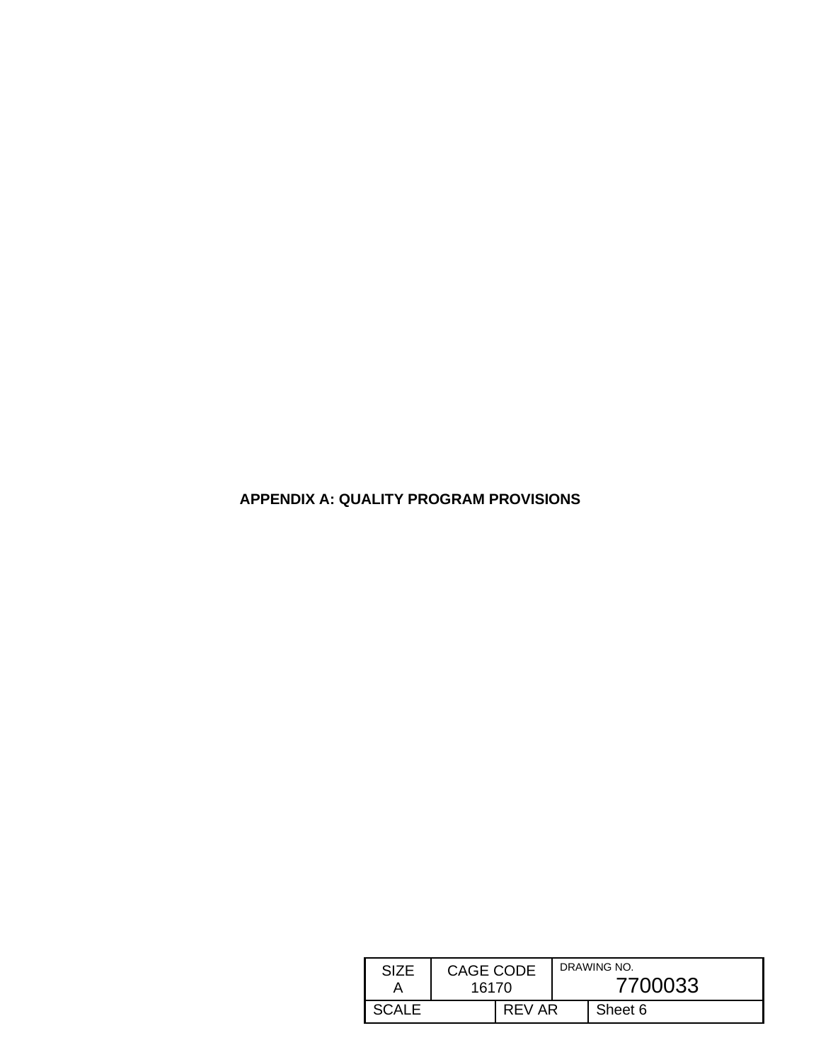**APPENDIX A: QUALITY PROGRAM PROVISIONS**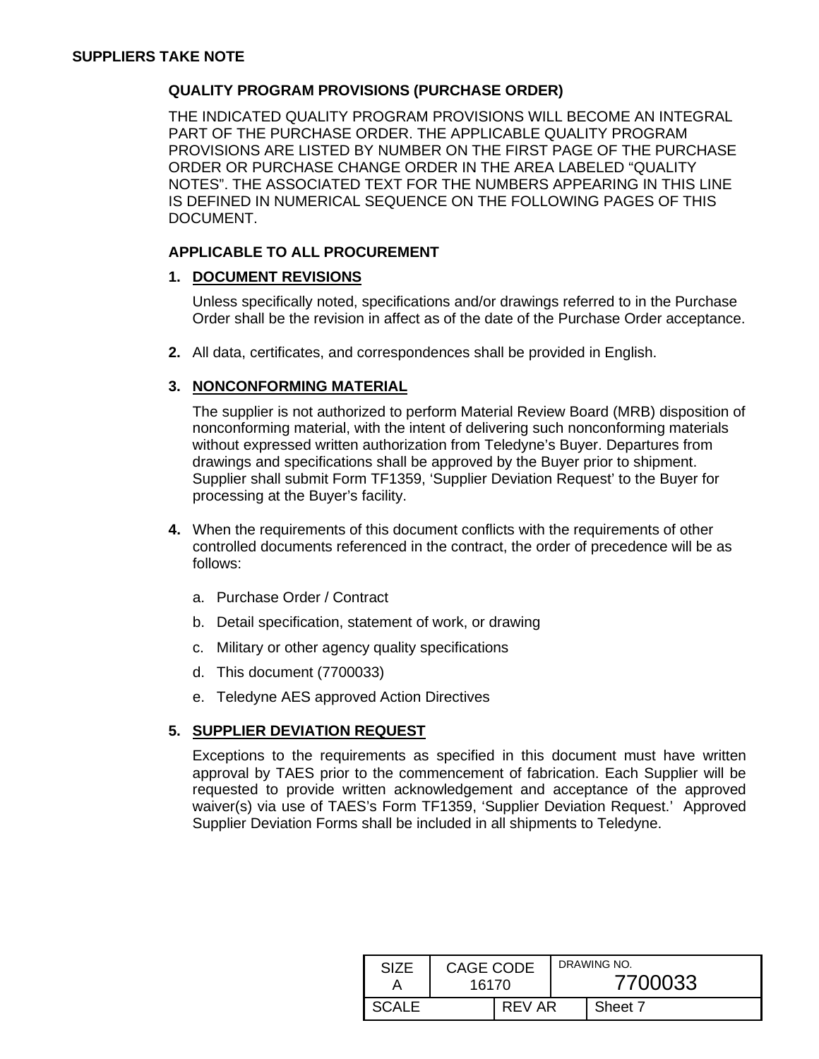**SUPPLIERS TAKE NOTE**

**QUALITY PROGRAM PROVISIONS (PURCHASE ORDER)**

THE INDICATED QUALITY PROGRAM PROVISIONS WILL BECOME AN INTEGRAL PART OF THE PURCHASE ORDER. THE APPLICABLE QUALITY PROGRAM PROVISIONS ARE LISTED BY NUMBER ON THE FIRST PAGE OF THE PURCHASE ORDER OR PURCHASE CHANGE ORDER IN THE AREA LABELED “QUALITY NOTES”. THE ASSOCIATED TEXT FOR THE NUMBERS APPEARING IN THIS LINE IS DEFINED IN NUMERICAL SEQUENCE ON THE FOLLOWING PAGES OF THIS DOCUMENT.

**APPLICABLE TO ALL PROCUREMENT**

**1. DOCUMENT REVISIONS**

Unless specifically noted, specifications and/or drawings referred to in the Purchase Order shall be the revision in affect as of the date of the Purchase Order acceptance.

**2.** All data, certificates, and correspondences shall be provided in English.

**3. NONCONFORMING MATERIAL**

The supplier is not authorized to perform Material Review Board (MRB) disposition of nonconforming material, with the intent of delivering such nonconforming materials without expressed written authorization from Teledyne’s Buyer. Departures from drawings and specifications shall be approved by the Buyer prior to shipment. Supplier shall submit Form TF1359, ‘Supplier Deviation Request’ to the Buyer for processing at the Buyer’s facility.

**4.** When the requirements of this document conflicts with the requirements of other controlled documents referenced in the contract, the order of precedence will be as follows:

a. Purchase Order / Contract

b. Detail specification, statement of work, or drawing

c. Military or other agency quality specifications

d. This document (7700033)

e. Teledyne AES approved Action Directives

**5. SUPPLIER DEVIATION REQUEST**

Exceptions to the requirements as specified in this document must have written approval by TAES prior to the commencement of fabrication. Each Supplier will be requested to provide written acknowledgement and acceptance of the approved waiver(s) via use of TAES’s Form TF1359, ‘Supplier Deviation Request.’ Approved Supplier Deviation Forms shall be included in all shipments to Teledyne.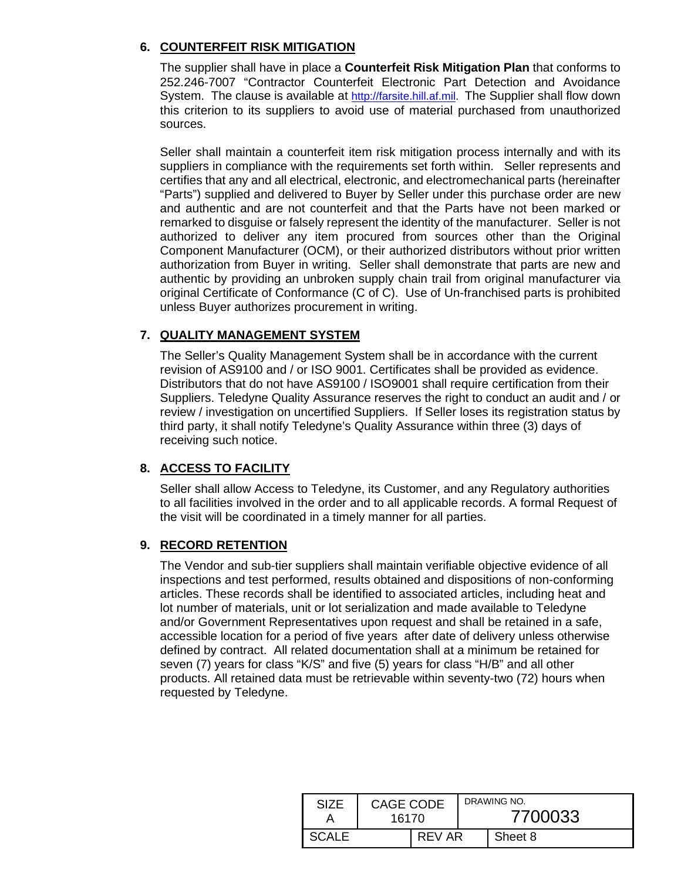## 6. COUNTERFEIT RISK MITIGATION

The supplier shall have in place a **Counterfeit Risk Mitigation Plan** that conforms to 252.246-7007 "Contractor Counterfeit Electronic Part Detection and Avoidance System. The clause is available at http://farsite.hill.af.mil. The Supplier shall flow down this criterion to its suppliers to avoid use of material purchased from unauthorized sources.

Seller shall maintain a counterfeit item risk mitigation process internally and with its suppliers in compliance with the requirements set forth within. Seller represents and certifies that any and all electrical, electronic, and electromechanical parts (hereinafter "Parts") supplied and delivered to Buyer by Seller under this purchase order are new and authentic and are not counterfeit and that the Parts have not been marked or remarked to disguise or falsely represent the identity of the manufacturer. Seller is not authorized to deliver any item procured from sources other than the Original Component Manufacturer (OCM), or their authorized distributors without prior written authorization from Buyer in writing. Seller shall demonstrate that parts are new and authentic by providing an unbroken supply chain trail from original manufacturer via original Certificate of Conformance (C of C). Use of Un-franchised parts is prohibited unless Buyer authorizes procurement in writing.

## 7. QUALITY MANAGEMENT SYSTEM

The Seller's Quality Management System shall be in accordance with the current revision of AS9100 and / or ISO 9001. Certificates shall be provided as evidence. Distributors that do not have AS9100 / ISO9001 shall require certification from their Suppliers. Teledyne Quality Assurance reserves the right to conduct an audit and / or review / investigation on uncertified Suppliers. If Seller loses its registration status by third party, it shall notify Teledyne's Quality Assurance within three (3) days of receiving such notice.

## 8. ACCESS TO FACILITY

Seller shall allow Access to Teledyne, its Customer, and any Regulatory authorities to all facilities involved in the order and to all applicable records. A formal Request of the visit will be coordinated in a timely manner for all parties.

## 9. RECORD RETENTION

The Vendor and sub-tier suppliers shall maintain verifiable objective evidence of all inspections and test performed, results obtained and dispositions of non-conforming articles. These records shall be identified to associated articles, including heat and lot number of materials, unit or lot serialization and made available to Teledyne and/or Government Representatives upon request and shall be retained in a safe, accessible location for a period of five years after date of delivery unless otherwise defined by contract. All related documentation shall at a minimum be retained for seven (7) years for class "K/S" and five (5) years for class "H/B" and all other products. All retained data must be retrievable within seventy-two (72) hours when requested by Teledyne.

| SIZE A | CAGE CODE 16170 | | DRAWING NO. 7700033 |
|---|---|---|---|
| SCALE | | REV AR | Sheet 8 |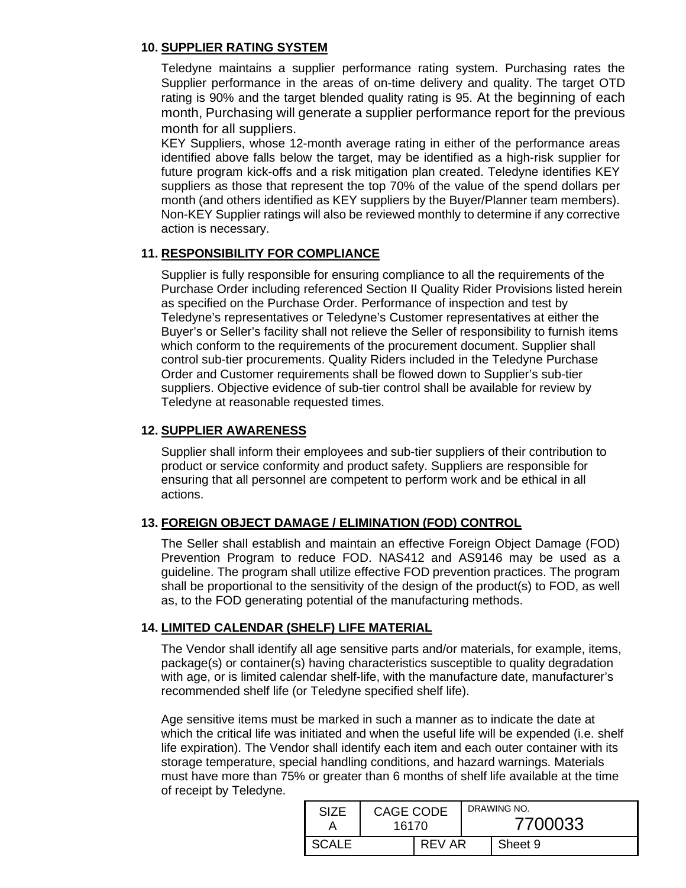## 10. SUPPLIER RATING SYSTEM

Teledyne maintains a supplier performance rating system. Purchasing rates the Supplier performance in the areas of on-time delivery and quality. The target OTD rating is 90% and the target blended quality rating is 95. At the beginning of each month, Purchasing will generate a supplier performance report for the previous month for all suppliers.

KEY Suppliers, whose 12-month average rating in either of the performance areas identified above falls below the target, may be identified as a high-risk supplier for future program kick-offs and a risk mitigation plan created. Teledyne identifies KEY suppliers as those that represent the top 70% of the value of the spend dollars per month (and others identified as KEY suppliers by the Buyer/Planner team members). Non-KEY Supplier ratings will also be reviewed monthly to determine if any corrective action is necessary.

## 11. RESPONSIBILITY FOR COMPLIANCE

Supplier is fully responsible for ensuring compliance to all the requirements of the Purchase Order including referenced Section II Quality Rider Provisions listed herein as specified on the Purchase Order. Performance of inspection and test by Teledyne's representatives or Teledyne's Customer representatives at either the Buyer's or Seller's facility shall not relieve the Seller of responsibility to furnish items which conform to the requirements of the procurement document. Supplier shall control sub-tier procurements. Quality Riders included in the Teledyne Purchase Order and Customer requirements shall be flowed down to Supplier's sub-tier suppliers. Objective evidence of sub-tier control shall be available for review by Teledyne at reasonable requested times.

## 12. SUPPLIER AWARENESS

Supplier shall inform their employees and sub-tier suppliers of their contribution to product or service conformity and product safety. Suppliers are responsible for ensuring that all personnel are competent to perform work and be ethical in all actions.

## 13. FOREIGN OBJECT DAMAGE / ELIMINATION (FOD) CONTROL

The Seller shall establish and maintain an effective Foreign Object Damage (FOD) Prevention Program to reduce FOD. NAS412 and AS9146 may be used as a guideline. The program shall utilize effective FOD prevention practices. The program shall be proportional to the sensitivity of the design of the product(s) to FOD, as well as, to the FOD generating potential of the manufacturing methods.

## 14. LIMITED CALENDAR (SHELF) LIFE MATERIAL

The Vendor shall identify all age sensitive parts and/or materials, for example, items, package(s) or container(s) having characteristics susceptible to quality degradation with age, or is limited calendar shelf-life, with the manufacture date, manufacturer's recommended shelf life (or Teledyne specified shelf life).

Age sensitive items must be marked in such a manner as to indicate the date at which the critical life was initiated and when the useful life will be expended (i.e. shelf life expiration). The Vendor shall identify each item and each outer container with its storage temperature, special handling conditions, and hazard warnings. Materials must have more than 75% or greater than 6 months of shelf life available at the time of receipt by Teledyne.

| SIZE A | CAGE CODE 16170 | | DRAWING NO. 7700033 |
|---|---|---|---|
| SCALE | | REV AR | Sheet 9 |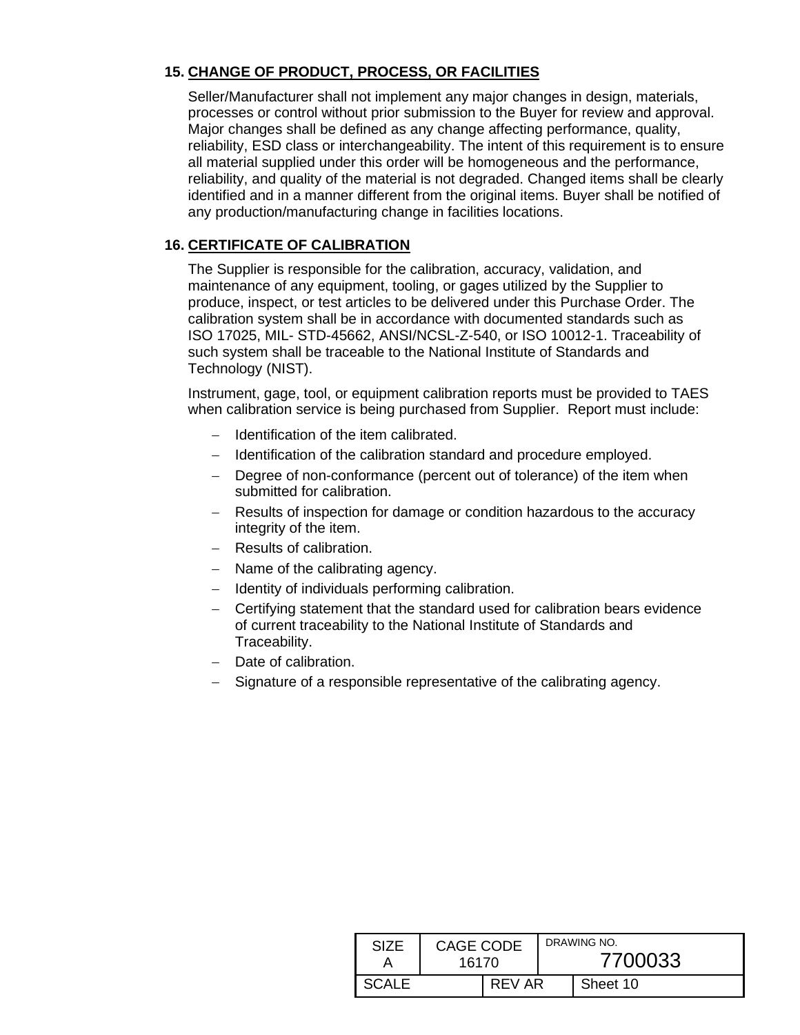## 15. CHANGE OF PRODUCT, PROCESS, OR FACILITIES

Seller/Manufacturer shall not implement any major changes in design, materials, processes or control without prior submission to the Buyer for review and approval. Major changes shall be defined as any change affecting performance, quality, reliability, ESD class or interchangeability. The intent of this requirement is to ensure all material supplied under this order will be homogeneous and the performance, reliability, and quality of the material is not degraded. Changed items shall be clearly identified and in a manner different from the original items. Buyer shall be notified of any production/manufacturing change in facilities locations.

## 16. CERTIFICATE OF CALIBRATION

The Supplier is responsible for the calibration, accuracy, validation, and maintenance of any equipment, tooling, or gages utilized by the Supplier to produce, inspect, or test articles to be delivered under this Purchase Order. The calibration system shall be in accordance with documented standards such as ISO 17025, MIL- STD-45662, ANSI/NCSL-Z-540, or ISO 10012-1. Traceability of such system shall be traceable to the National Institute of Standards and Technology (NIST).

Instrument, gage, tool, or equipment calibration reports must be provided to TAES when calibration service is being purchased from Supplier. Report must include:

- Identification of the item calibrated.
- Identification of the calibration standard and procedure employed.
- Degree of non-conformance (percent out of tolerance) of the item when submitted for calibration.
- Results of inspection for damage or condition hazardous to the accuracy integrity of the item.
- Results of calibration.
- Name of the calibrating agency.
- Identity of individuals performing calibration.
- Certifying statement that the standard used for calibration bears evidence of current traceability to the National Institute of Standards and Traceability.
- Date of calibration.
- Signature of a responsible representative of the calibrating agency.

| SIZE A | CAGE CODE 16170 | | DRAWING NO. 7700033 |
|---|---|---|---|
| SCALE | | REV AR | Sheet 10 |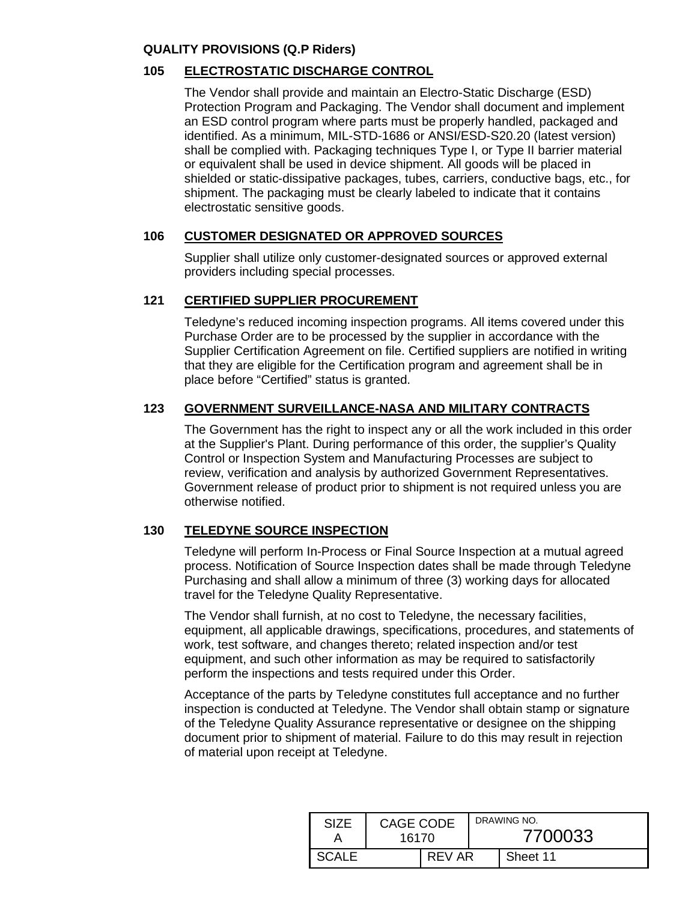**QUALITY PROVISIONS (Q.P Riders)**

## 105 ELECTROSTATIC DISCHARGE CONTROL

The Vendor shall provide and maintain an Electro-Static Discharge (ESD) Protection Program and Packaging. The Vendor shall document and implement an ESD control program where parts must be properly handled, packaged and identified. As a minimum, MIL-STD-1686 or ANSI/ESD-S20.20 (latest version) shall be complied with. Packaging techniques Type I, or Type II barrier material or equivalent shall be used in device shipment. All goods will be placed in shielded or static-dissipative packages, tubes, carriers, conductive bags, etc., for shipment. The packaging must be clearly labeled to indicate that it contains electrostatic sensitive goods.

## 106 CUSTOMER DESIGNATED OR APPROVED SOURCES

Supplier shall utilize only customer-designated sources or approved external providers including special processes.

## 121 CERTIFIED SUPPLIER PROCUREMENT

Teledyne's reduced incoming inspection programs. All items covered under this Purchase Order are to be processed by the supplier in accordance with the Supplier Certification Agreement on file. Certified suppliers are notified in writing that they are eligible for the Certification program and agreement shall be in place before "Certified" status is granted.

## 123 GOVERNMENT SURVEILLANCE-NASA AND MILITARY CONTRACTS

The Government has the right to inspect any or all the work included in this order at the Supplier's Plant. During performance of this order, the supplier's Quality Control or Inspection System and Manufacturing Processes are subject to review, verification and analysis by authorized Government Representatives. Government release of product prior to shipment is not required unless you are otherwise notified.

## 130 TELEDYNE SOURCE INSPECTION

Teledyne will perform In-Process or Final Source Inspection at a mutual agreed process. Notification of Source Inspection dates shall be made through Teledyne Purchasing and shall allow a minimum of three (3) working days for allocated travel for the Teledyne Quality Representative.

The Vendor shall furnish, at no cost to Teledyne, the necessary facilities, equipment, all applicable drawings, specifications, procedures, and statements of work, test software, and changes thereto; related inspection and/or test equipment, and such other information as may be required to satisfactorily perform the inspections and tests required under this Order.

Acceptance of the parts by Teledyne constitutes full acceptance and no further inspection is conducted at Teledyne. The Vendor shall obtain stamp or signature of the Teledyne Quality Assurance representative or designee on the shipping document prior to shipment of material. Failure to do this may result in rejection of material upon receipt at Teledyne.

| SIZE A | CAGE CODE 16170 | | DRAWING NO. 7700033 |
|---|---|---|---|
| SCALE | | REV AR | Sheet 11 |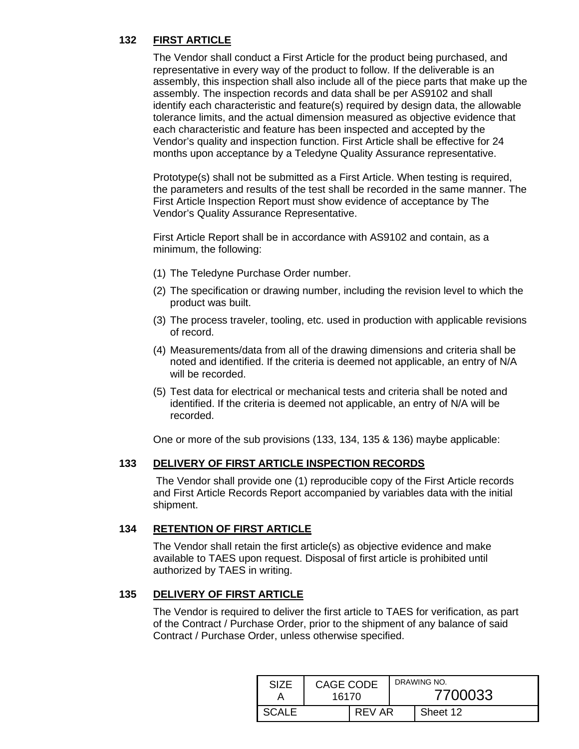### 132 FIRST ARTICLE

The Vendor shall conduct a First Article for the product being purchased, and representative in every way of the product to follow. If the deliverable is an assembly, this inspection shall also include all of the piece parts that make up the assembly. The inspection records and data shall be per AS9102 and shall identify each characteristic and feature(s) required by design data, the allowable tolerance limits, and the actual dimension measured as objective evidence that each characteristic and feature has been inspected and accepted by the Vendor's quality and inspection function. First Article shall be effective for 24 months upon acceptance by a Teledyne Quality Assurance representative.

Prototype(s) shall not be submitted as a First Article. When testing is required, the parameters and results of the test shall be recorded in the same manner. The First Article Inspection Report must show evidence of acceptance by The Vendor's Quality Assurance Representative.

First Article Report shall be in accordance with AS9102 and contain, as a minimum, the following:

(1) The Teledyne Purchase Order number.

(2) The specification or drawing number, including the revision level to which the product was built.

(3) The process traveler, tooling, etc. used in production with applicable revisions of record.

(4) Measurements/data from all of the drawing dimensions and criteria shall be noted and identified. If the criteria is deemed not applicable, an entry of N/A will be recorded.

(5) Test data for electrical or mechanical tests and criteria shall be noted and identified. If the criteria is deemed not applicable, an entry of N/A will be recorded.

One or more of the sub provisions (133, 134, 135 & 136) maybe applicable:

### 133 DELIVERY OF FIRST ARTICLE INSPECTION RECORDS

The Vendor shall provide one (1) reproducible copy of the First Article records and First Article Records Report accompanied by variables data with the initial shipment.

### 134 RETENTION OF FIRST ARTICLE

The Vendor shall retain the first article(s) as objective evidence and make available to TAES upon request. Disposal of first article is prohibited until authorized by TAES in writing.

### 135 DELIVERY OF FIRST ARTICLE

The Vendor is required to deliver the first article to TAES for verification, as part of the Contract / Purchase Order, prior to the shipment of any balance of said Contract / Purchase Order, unless otherwise specified.

| SIZE A | CAGE CODE 16170 | | DRAWING NO. 7700033 |
|---|---|---|---|
| SCALE | | REV AR | Sheet 12 |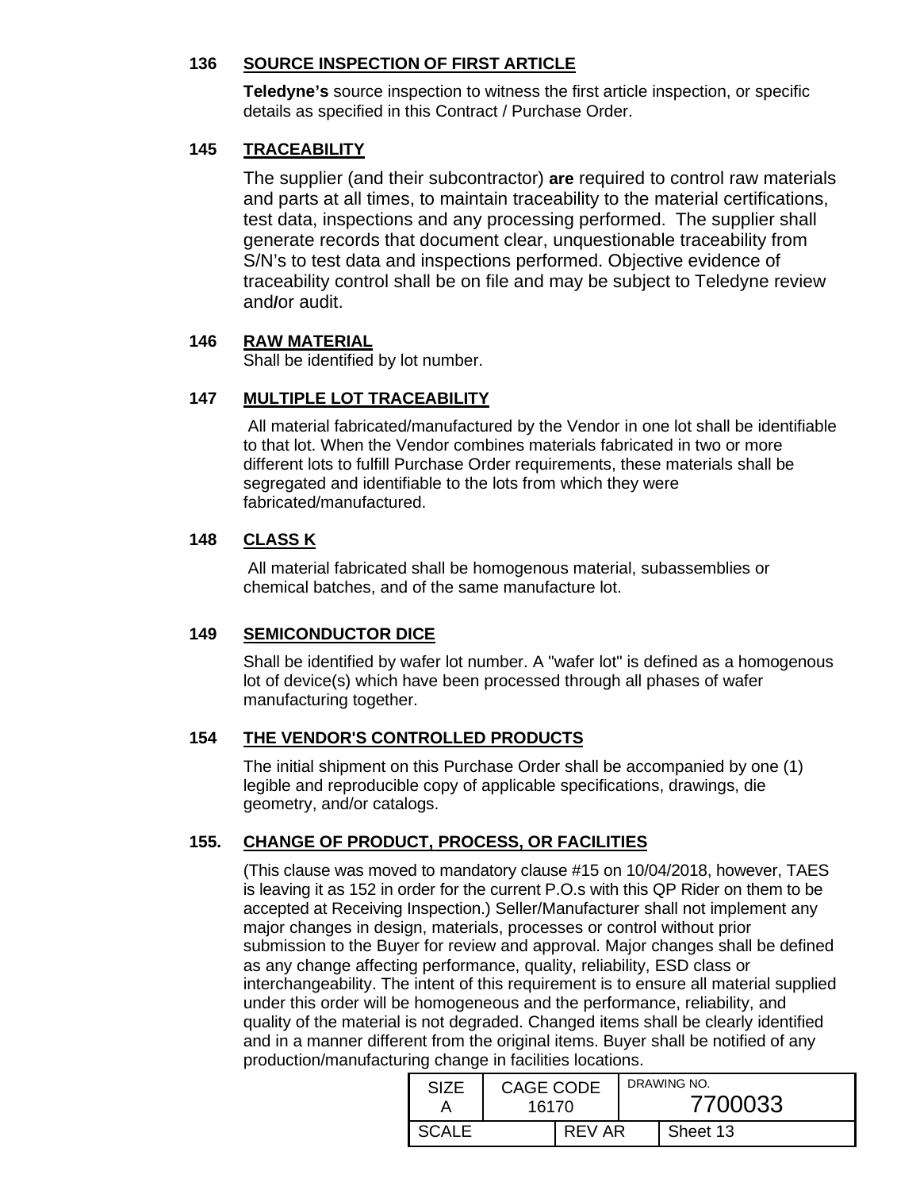### 136 SOURCE INSPECTION OF FIRST ARTICLE

**Teledyne's** source inspection to witness the first article inspection, or specific details as specified in this Contract / Purchase Order.

### 145 TRACEABILITY

The supplier (and their subcontractor) **are** required to control raw materials and parts at all times, to maintain traceability to the material certifications, test data, inspections and any processing performed. The supplier shall generate records that document clear, unquestionable traceability from S/N's to test data and inspections performed. Objective evidence of traceability control shall be on file and may be subject to Teledyne review and/or audit.

### 146 RAW MATERIAL

Shall be identified by lot number.

### 147 MULTIPLE LOT TRACEABILITY

All material fabricated/manufactured by the Vendor in one lot shall be identifiable to that lot. When the Vendor combines materials fabricated in two or more different lots to fulfill Purchase Order requirements, these materials shall be segregated and identifiable to the lots from which they were fabricated/manufactured.

### 148 CLASS K

All material fabricated shall be homogenous material, subassemblies or chemical batches, and of the same manufacture lot.

### 149 SEMICONDUCTOR DICE

Shall be identified by wafer lot number. A "wafer lot" is defined as a homogenous lot of device(s) which have been processed through all phases of wafer manufacturing together.

### 154 THE VENDOR'S CONTROLLED PRODUCTS

The initial shipment on this Purchase Order shall be accompanied by one (1) legible and reproducible copy of applicable specifications, drawings, die geometry, and/or catalogs.

### 155. CHANGE OF PRODUCT, PROCESS, OR FACILITIES

(This clause was moved to mandatory clause #15 on 10/04/2018, however, TAES is leaving it as 152 in order for the current P.O.s with this QP Rider on them to be accepted at Receiving Inspection.) Seller/Manufacturer shall not implement any major changes in design, materials, processes or control without prior submission to the Buyer for review and approval. Major changes shall be defined as any change affecting performance, quality, reliability, ESD class or interchangeability. The intent of this requirement is to ensure all material supplied under this order will be homogeneous and the performance, reliability, and quality of the material is not degraded. Changed items shall be clearly identified and in a manner different from the original items. Buyer shall be notified of any production/manufacturing change in facilities locations.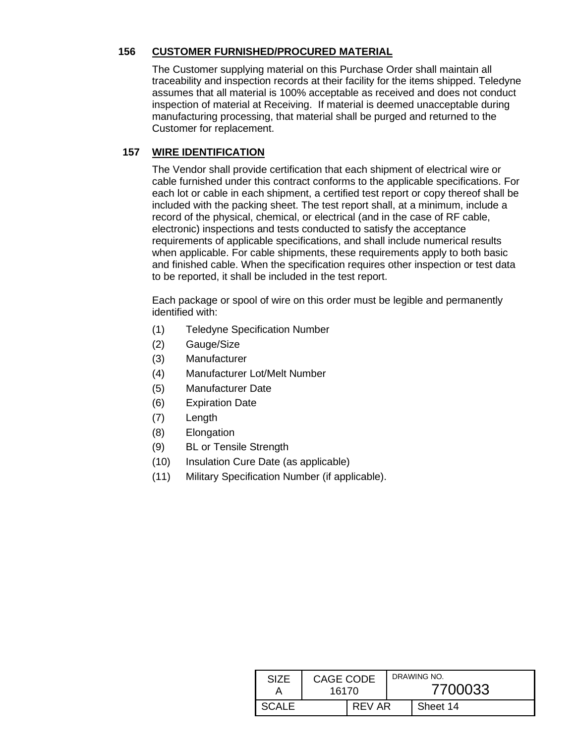**156 CUSTOMER FURNISHED/PROCURED MATERIAL**

The Customer supplying material on this Purchase Order shall maintain all traceability and inspection records at their facility for the items shipped. Teledyne assumes that all material is 100% acceptable as received and does not conduct inspection of material at Receiving. If material is deemed unacceptable during manufacturing processing, that material shall be purged and returned to the Customer for replacement.

**157 WIRE IDENTIFICATION**

The Vendor shall provide certification that each shipment of electrical wire or cable furnished under this contract conforms to the applicable specifications. For each lot or cable in each shipment, a certified test report or copy thereof shall be included with the packing sheet. The test report shall, at a minimum, include a record of the physical, chemical, or electrical (and in the case of RF cable, electronic) inspections and tests conducted to satisfy the acceptance requirements of applicable specifications, and shall include numerical results when applicable. For cable shipments, these requirements apply to both basic and finished cable. When the specification requires other inspection or test data to be reported, it shall be included in the test report.

Each package or spool of wire on this order must be legible and permanently identified with:

(1) Teledyne Specification Number
(2) Gauge/Size
(3) Manufacturer
(4) Manufacturer Lot/Melt Number
(5) Manufacturer Date
(6) Expiration Date
(7) Length
(8) Elongation
(9) BL or Tensile Strength
(10) Insulation Cure Date (as applicable)
(11) Military Specification Number (if applicable).

| SIZE A | CAGE CODE 16170 | | DRAWING NO. 7700033 |
|---|---|---|---|
| SCALE | | REV AR | Sheet 14 |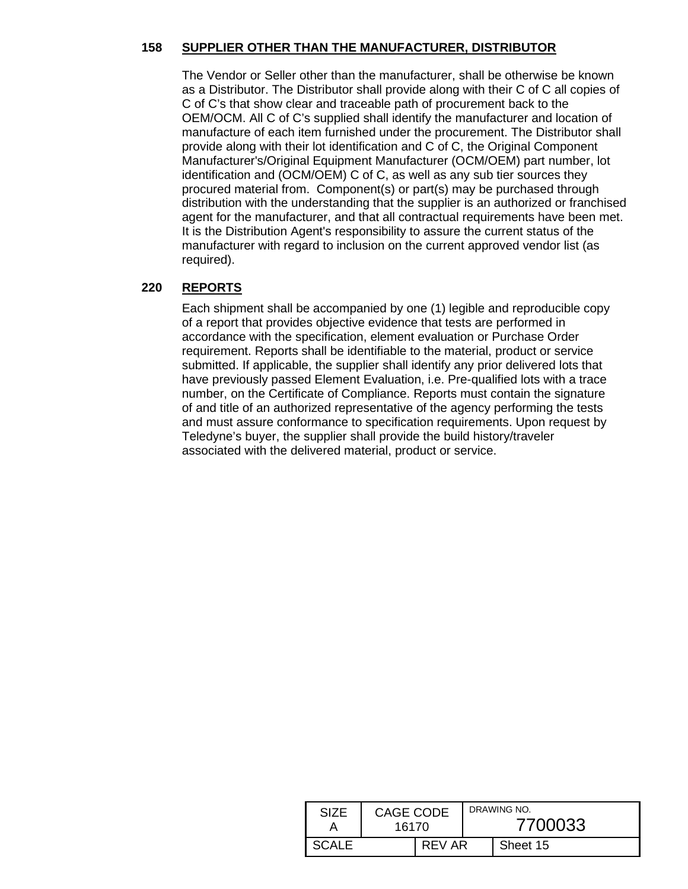## 158 SUPPLIER OTHER THAN THE MANUFACTURER, DISTRIBUTOR

The Vendor or Seller other than the manufacturer, shall be otherwise be known as a Distributor. The Distributor shall provide along with their C of C all copies of C of C's that show clear and traceable path of procurement back to the OEM/OCM. All C of C's supplied shall identify the manufacturer and location of manufacture of each item furnished under the procurement. The Distributor shall provide along with their lot identification and C of C, the Original Component Manufacturer's/Original Equipment Manufacturer (OCM/OEM) part number, lot identification and (OCM/OEM) C of C, as well as any sub tier sources they procured material from. Component(s) or part(s) may be purchased through distribution with the understanding that the supplier is an authorized or franchised agent for the manufacturer, and that all contractual requirements have been met. It is the Distribution Agent's responsibility to assure the current status of the manufacturer with regard to inclusion on the current approved vendor list (as required).

## 220 REPORTS

Each shipment shall be accompanied by one (1) legible and reproducible copy of a report that provides objective evidence that tests are performed in accordance with the specification, element evaluation or Purchase Order requirement. Reports shall be identifiable to the material, product or service submitted. If applicable, the supplier shall identify any prior delivered lots that have previously passed Element Evaluation, i.e. Pre-qualified lots with a trace number, on the Certificate of Compliance. Reports must contain the signature of and title of an authorized representative of the agency performing the tests and must assure conformance to specification requirements. Upon request by Teledyne's buyer, the supplier shall provide the build history/traveler associated with the delivered material, product or service.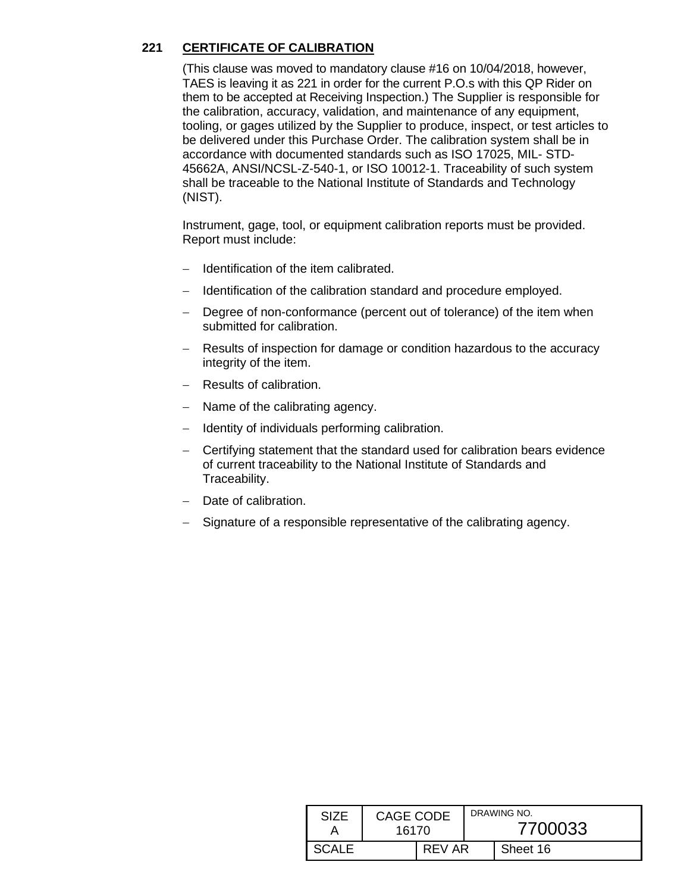## 221 CERTIFICATE OF CALIBRATION

(This clause was moved to mandatory clause #16 on 10/04/2018, however, TAES is leaving it as 221 in order for the current P.O.s with this QP Rider on them to be accepted at Receiving Inspection.) The Supplier is responsible for the calibration, accuracy, validation, and maintenance of any equipment, tooling, or gages utilized by the Supplier to produce, inspect, or test articles to be delivered under this Purchase Order. The calibration system shall be in accordance with documented standards such as ISO 17025, MIL- STD-45662A, ANSI/NCSL-Z-540-1, or ISO 10012-1. Traceability of such system shall be traceable to the National Institute of Standards and Technology (NIST).

Instrument, gage, tool, or equipment calibration reports must be provided. Report must include:

- Identification of the item calibrated.
- Identification of the calibration standard and procedure employed.
- Degree of non-conformance (percent out of tolerance) of the item when submitted for calibration.
- Results of inspection for damage or condition hazardous to the accuracy integrity of the item.
- Results of calibration.
- Name of the calibrating agency.
- Identity of individuals performing calibration.
- Certifying statement that the standard used for calibration bears evidence of current traceability to the National Institute of Standards and Traceability.
- Date of calibration.
- Signature of a responsible representative of the calibrating agency.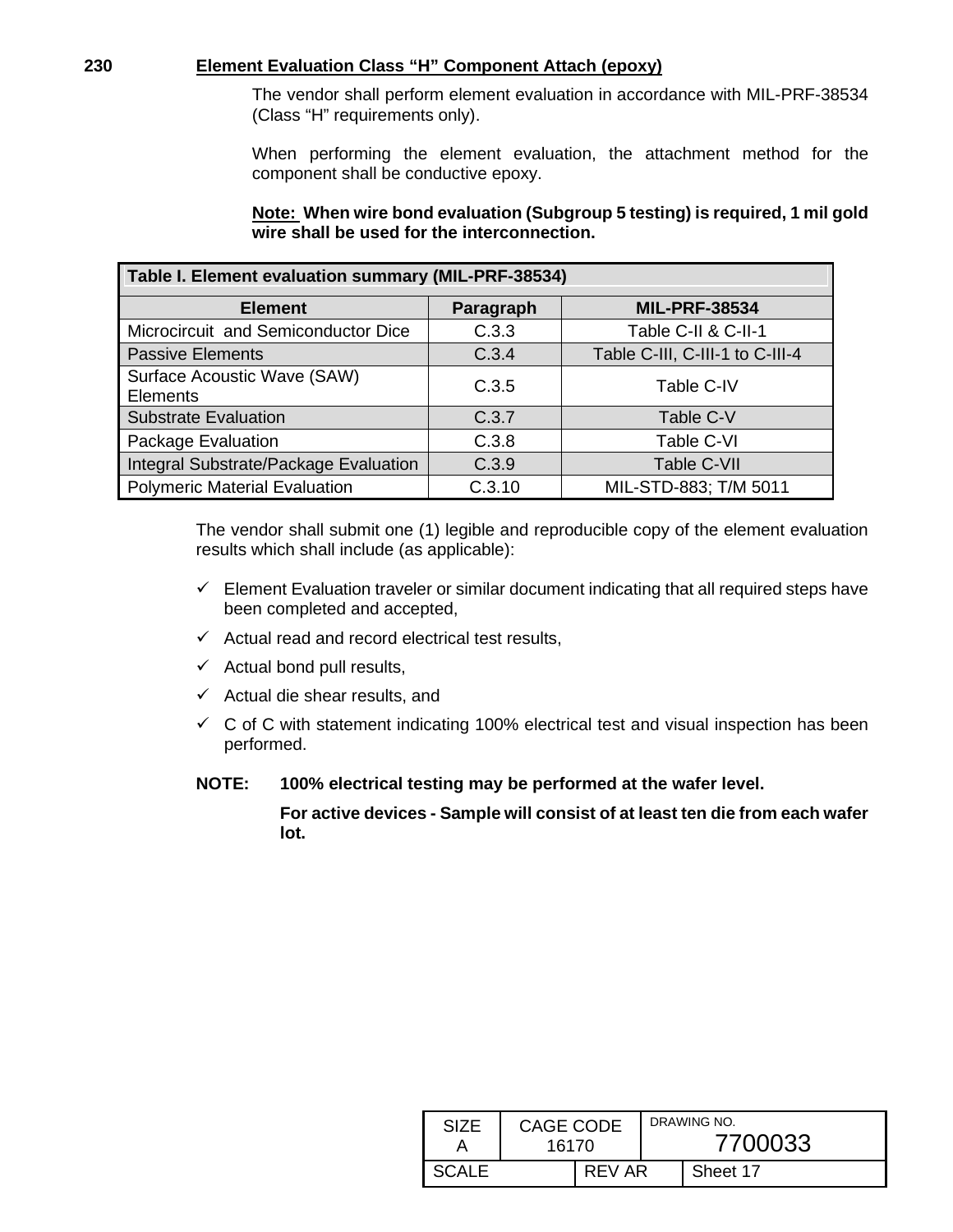**230 Element Evaluation Class "H" Component Attach (epoxy)**

The vendor shall perform element evaluation in accordance with MIL-PRF-38534 (Class "H" requirements only).

When performing the element evaluation, the attachment method for the component shall be conductive epoxy.

**Note: When wire bond evaluation (Subgroup 5 testing) is required, 1 mil gold wire shall be used for the interconnection.**

**Table I. Element evaluation summary (MIL-PRF-38534)**

| Element | Paragraph | MIL-PRF-38534 |
|---|---|---|
| Microcircuit and Semiconductor Dice | C.3.3 | Table C-II & C-II-1 |
| Passive Elements | C.3.4 | Table C-III, C-III-1 to C-III-4 |
| Surface Acoustic Wave (SAW) Elements | C.3.5 | Table C-IV |
| Substrate Evaluation | C.3.7 | Table C-V |
| Package Evaluation | C.3.8 | Table C-VI |
| Integral Substrate/Package Evaluation | C.3.9 | Table C-VII |
| Polymeric Material Evaluation | C.3.10 | MIL-STD-883; T/M 5011 |

The vendor shall submit one (1) legible and reproducible copy of the element evaluation results which shall include (as applicable):

- ✓ Element Evaluation traveler or similar document indicating that all required steps have been completed and accepted,
- ✓ Actual read and record electrical test results,
- ✓ Actual bond pull results,
- ✓ Actual die shear results, and
- ✓ C of C with statement indicating 100% electrical test and visual inspection has been performed.

**NOTE: 100% electrical testing may be performed at the wafer level.**

**For active devices - Sample will consist of at least ten die from each wafer lot.**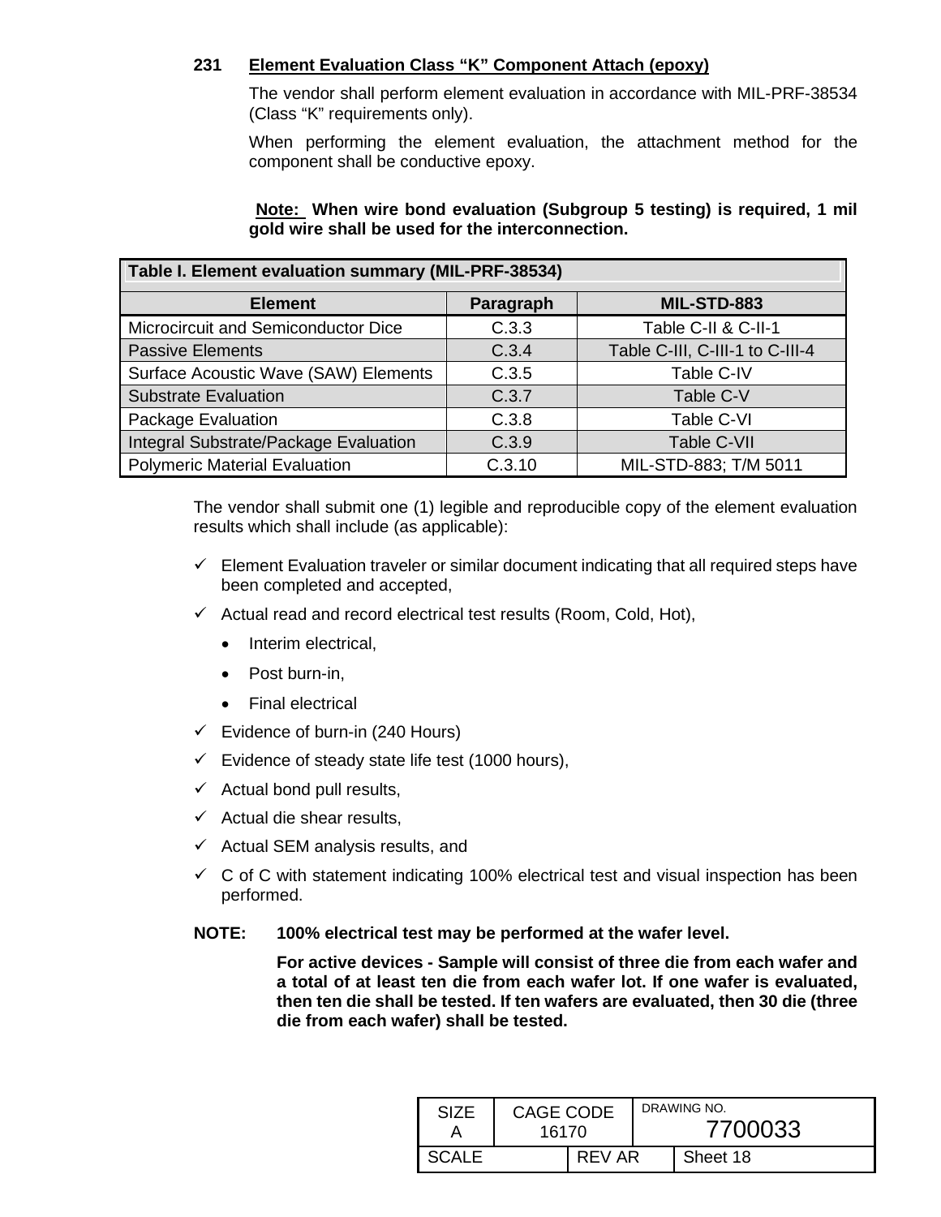## 231 Element Evaluation Class "K" Component Attach (epoxy)

The vendor shall perform element evaluation in accordance with MIL-PRF-38534 (Class "K" requirements only).

When performing the element evaluation, the attachment method for the component shall be conductive epoxy.

**Note: When wire bond evaluation (Subgroup 5 testing) is required, 1 mil gold wire shall be used for the interconnection.**

| **Table I. Element evaluation summary (MIL-PRF-38534)** | | |
|---|---|---|
| **Element** | **Paragraph** | **MIL-STD-883** |
| Microcircuit and Semiconductor Dice | C.3.3 | Table C-II & C-II-1 |
| Passive Elements | C.3.4 | Table C-III, C-III-1 to C-III-4 |
| Surface Acoustic Wave (SAW) Elements | C.3.5 | Table C-IV |
| Substrate Evaluation | C.3.7 | Table C-V |
| Package Evaluation | C.3.8 | Table C-VI |
| Integral Substrate/Package Evaluation | C.3.9 | Table C-VII |
| Polymeric Material Evaluation | C.3.10 | MIL-STD-883; T/M 5011 |

The vendor shall submit one (1) legible and reproducible copy of the element evaluation results which shall include (as applicable):

- ✓ Element Evaluation traveler or similar document indicating that all required steps have been completed and accepted,
- ✓ Actual read and record electrical test results (Room, Cold, Hot),
  - Interim electrical,
  - Post burn-in,
  - Final electrical
- ✓ Evidence of burn-in (240 Hours)
- ✓ Evidence of steady state life test (1000 hours),
- ✓ Actual bond pull results,
- ✓ Actual die shear results,
- ✓ Actual SEM analysis results, and
- ✓ C of C with statement indicating 100% electrical test and visual inspection has been performed.

**NOTE: 100% electrical test may be performed at the wafer level.**

**For active devices - Sample will consist of three die from each wafer and a total of at least ten die from each wafer lot. If one wafer is evaluated, then ten die shall be tested. If ten wafers are evaluated, then 30 die (three die from each wafer) shall be tested.**

| SIZE A | CAGE CODE 16170 | | DRAWING NO. 7700033 |
|---|---|---|---|
| SCALE | | REV AR | Sheet 18 |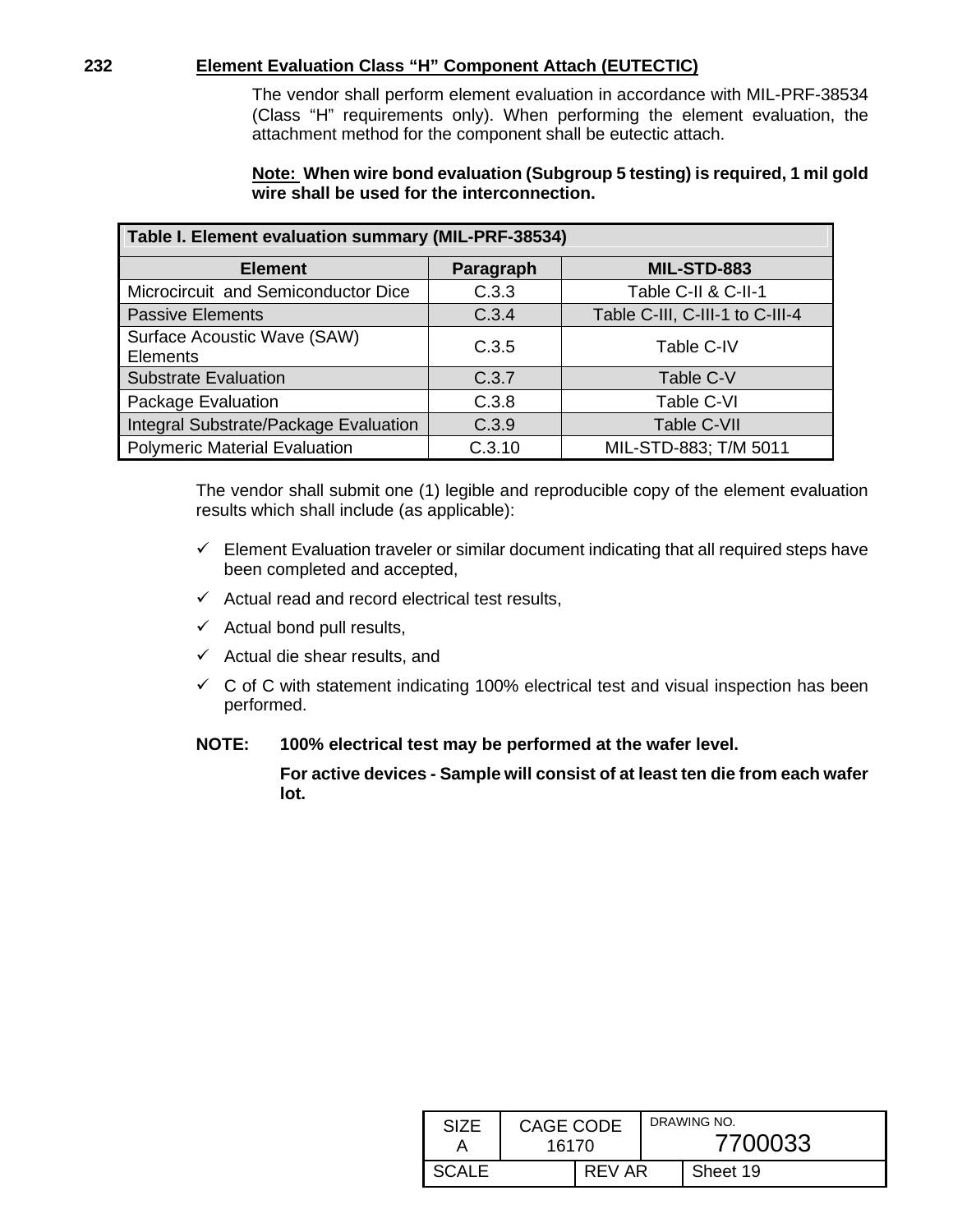**232 Element Evaluation Class "H" Component Attach (EUTECTIC)**

The vendor shall perform element evaluation in accordance with MIL-PRF-38534 (Class "H" requirements only). When performing the element evaluation, the attachment method for the component shall be eutectic attach.

**Note: When wire bond evaluation (Subgroup 5 testing) is required, 1 mil gold wire shall be used for the interconnection.**

| Table I. Element evaluation summary (MIL-PRF-38534) | | |
|---|---|---|
| **Element** | **Paragraph** | **MIL-STD-883** |
| Microcircuit and Semiconductor Dice | C.3.3 | Table C-II & C-II-1 |
| Passive Elements | C.3.4 | Table C-III, C-III-1 to C-III-4 |
| Surface Acoustic Wave (SAW) Elements | C.3.5 | Table C-IV |
| Substrate Evaluation | C.3.7 | Table C-V |
| Package Evaluation | C.3.8 | Table C-VI |
| Integral Substrate/Package Evaluation | C.3.9 | Table C-VII |
| Polymeric Material Evaluation | C.3.10 | MIL-STD-883; T/M 5011 |

The vendor shall submit one (1) legible and reproducible copy of the element evaluation results which shall include (as applicable):

- ✓ Element Evaluation traveler or similar document indicating that all required steps have been completed and accepted,
- ✓ Actual read and record electrical test results,
- ✓ Actual bond pull results,
- ✓ Actual die shear results, and
- ✓ C of C with statement indicating 100% electrical test and visual inspection has been performed.

**NOTE: 100% electrical test may be performed at the wafer level.**

**For active devices - Sample will consist of at least ten die from each wafer lot.**

| SIZE A | CAGE CODE 16170 | | DRAWING NO. 7700033 |
|---|---|---|---|
| SCALE | | REV AR | Sheet 19 |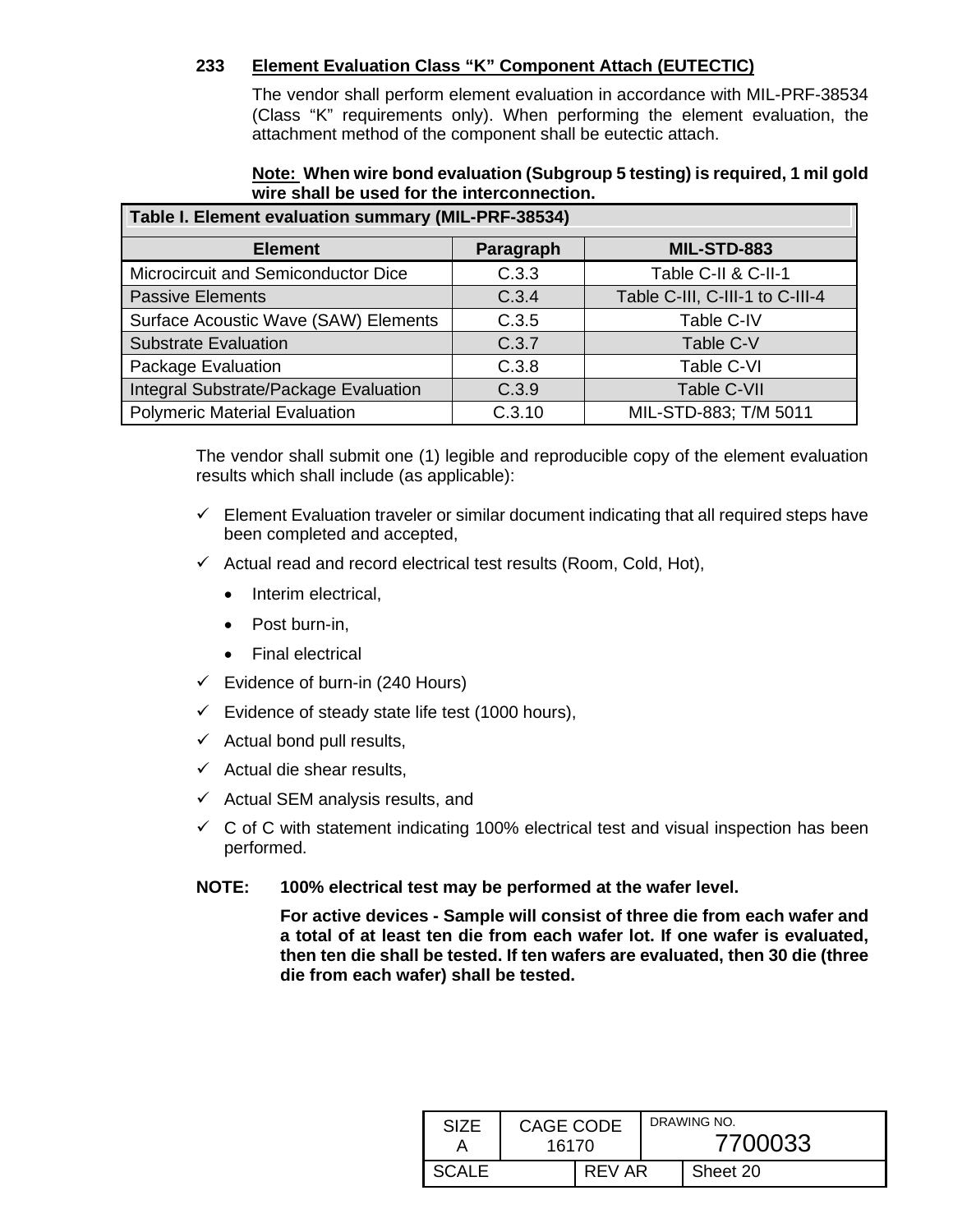## 233 Element Evaluation Class "K" Component Attach (EUTECTIC)

The vendor shall perform element evaluation in accordance with MIL-PRF-38534 (Class "K" requirements only). When performing the element evaluation, the attachment method of the component shall be eutectic attach.

**Note: When wire bond evaluation (Subgroup 5 testing) is required, 1 mil gold wire shall be used for the interconnection.**

| Table I. Element evaluation summary (MIL-PRF-38534) | | |
|---|---|---|
| **Element** | **Paragraph** | **MIL-STD-883** |
| Microcircuit and Semiconductor Dice | C.3.3 | Table C-II & C-II-1 |
| Passive Elements | C.3.4 | Table C-III, C-III-1 to C-III-4 |
| Surface Acoustic Wave (SAW) Elements | C.3.5 | Table C-IV |
| Substrate Evaluation | C.3.7 | Table C-V |
| Package Evaluation | C.3.8 | Table C-VI |
| Integral Substrate/Package Evaluation | C.3.9 | Table C-VII |
| Polymeric Material Evaluation | C.3.10 | MIL-STD-883; T/M 5011 |

The vendor shall submit one (1) legible and reproducible copy of the element evaluation results which shall include (as applicable):

- ✓ Element Evaluation traveler or similar document indicating that all required steps have been completed and accepted,
- ✓ Actual read and record electrical test results (Room, Cold, Hot),
  - Interim electrical,
  - Post burn-in,
  - Final electrical
- ✓ Evidence of burn-in (240 Hours)
- ✓ Evidence of steady state life test (1000 hours),
- ✓ Actual bond pull results,
- ✓ Actual die shear results,
- ✓ Actual SEM analysis results, and
- ✓ C of C with statement indicating 100% electrical test and visual inspection has been performed.

**NOTE: 100% electrical test may be performed at the wafer level.**

**For active devices - Sample will consist of three die from each wafer and a total of at least ten die from each wafer lot. If one wafer is evaluated, then ten die shall be tested. If ten wafers are evaluated, then 30 die (three die from each wafer) shall be tested.**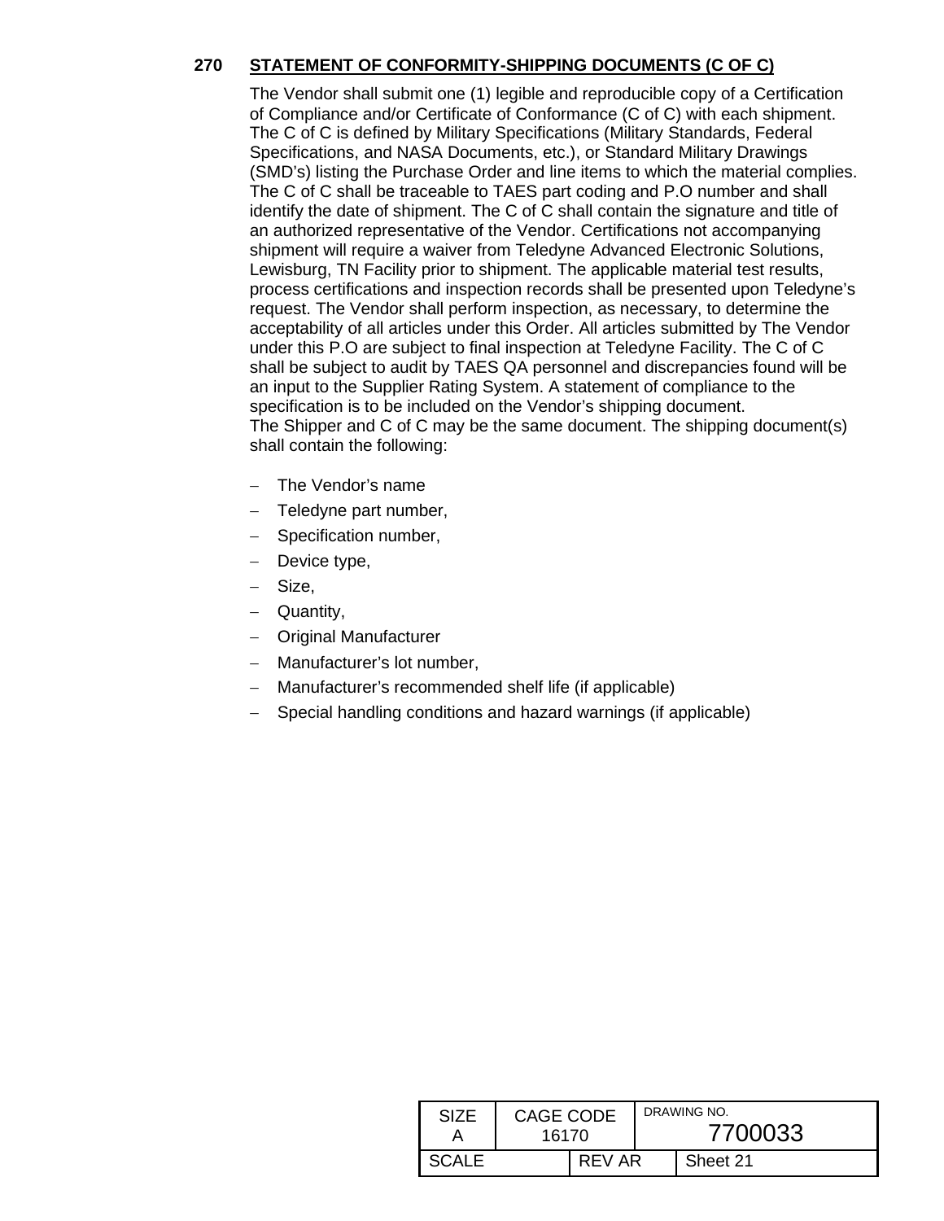## 270 STATEMENT OF CONFORMITY-SHIPPING DOCUMENTS (C OF C)

The Vendor shall submit one (1) legible and reproducible copy of a Certification of Compliance and/or Certificate of Conformance (C of C) with each shipment. The C of C is defined by Military Specifications (Military Standards, Federal Specifications, and NASA Documents, etc.), or Standard Military Drawings (SMD's) listing the Purchase Order and line items to which the material complies. The C of C shall be traceable to TAES part coding and P.O number and shall identify the date of shipment. The C of C shall contain the signature and title of an authorized representative of the Vendor. Certifications not accompanying shipment will require a waiver from Teledyne Advanced Electronic Solutions, Lewisburg, TN Facility prior to shipment. The applicable material test results, process certifications and inspection records shall be presented upon Teledyne's request. The Vendor shall perform inspection, as necessary, to determine the acceptability of all articles under this Order. All articles submitted by The Vendor under this P.O are subject to final inspection at Teledyne Facility. The C of C shall be subject to audit by TAES QA personnel and discrepancies found will be an input to the Supplier Rating System. A statement of compliance to the specification is to be included on the Vendor's shipping document.
The Shipper and C of C may be the same document. The shipping document(s) shall contain the following:

- The Vendor's name
- Teledyne part number,
- Specification number,
- Device type,
- Size,
- Quantity,
- Original Manufacturer
- Manufacturer's lot number,
- Manufacturer's recommended shelf life (if applicable)
- Special handling conditions and hazard warnings (if applicable)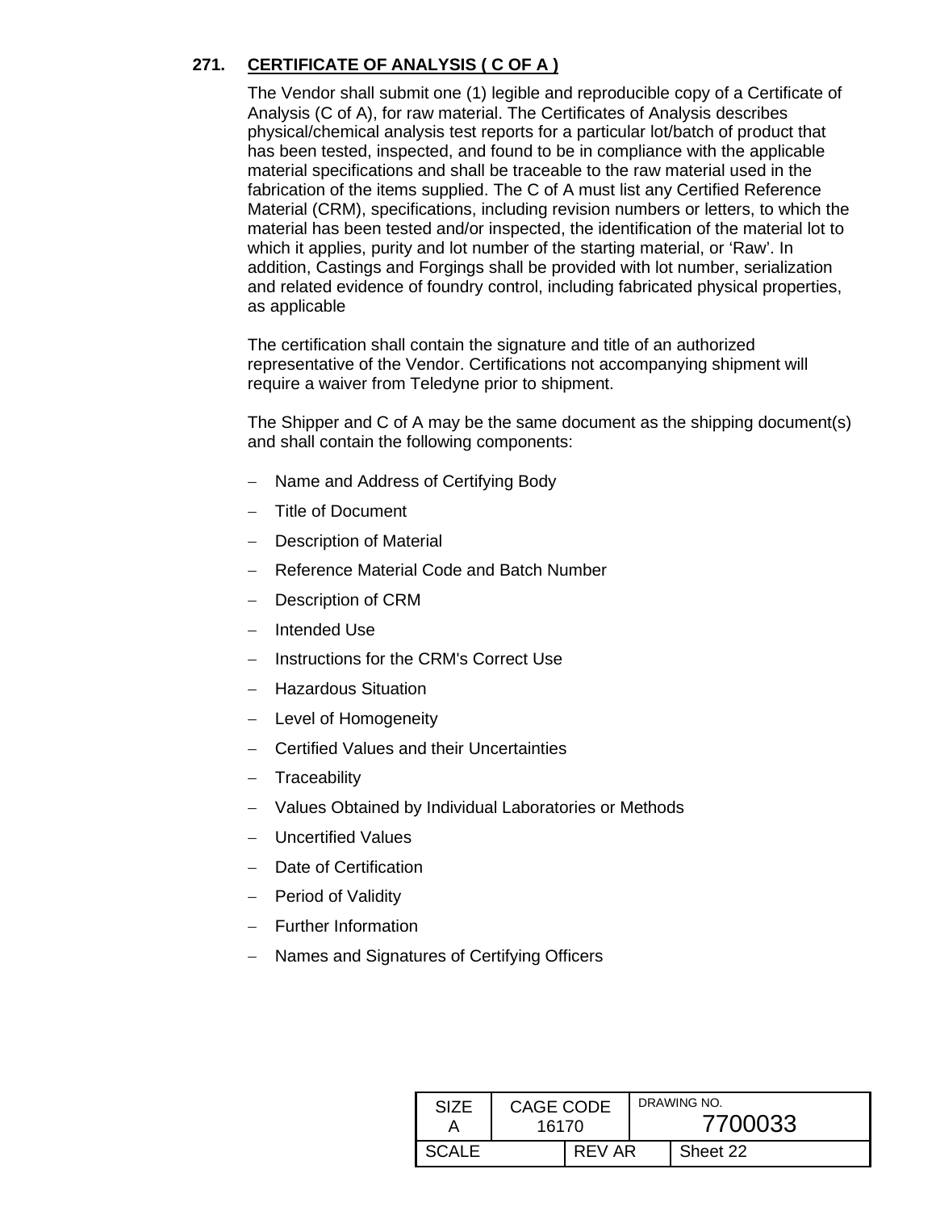## 271. CERTIFICATE OF ANALYSIS ( C OF A )

The Vendor shall submit one (1) legible and reproducible copy of a Certificate of Analysis (C of A), for raw material. The Certificates of Analysis describes physical/chemical analysis test reports for a particular lot/batch of product that has been tested, inspected, and found to be in compliance with the applicable material specifications and shall be traceable to the raw material used in the fabrication of the items supplied. The C of A must list any Certified Reference Material (CRM), specifications, including revision numbers or letters, to which the material has been tested and/or inspected, the identification of the material lot to which it applies, purity and lot number of the starting material, or 'Raw'. In addition, Castings and Forgings shall be provided with lot number, serialization and related evidence of foundry control, including fabricated physical properties, as applicable

The certification shall contain the signature and title of an authorized representative of the Vendor. Certifications not accompanying shipment will require a waiver from Teledyne prior to shipment.

The Shipper and C of A may be the same document as the shipping document(s) and shall contain the following components:

- Name and Address of Certifying Body
- Title of Document
- Description of Material
- Reference Material Code and Batch Number
- Description of CRM
- Intended Use
- Instructions for the CRM's Correct Use
- Hazardous Situation
- Level of Homogeneity
- Certified Values and their Uncertainties
- Traceability
- Values Obtained by Individual Laboratories or Methods
- Uncertified Values
- Date of Certification
- Period of Validity
- Further Information
- Names and Signatures of Certifying Officers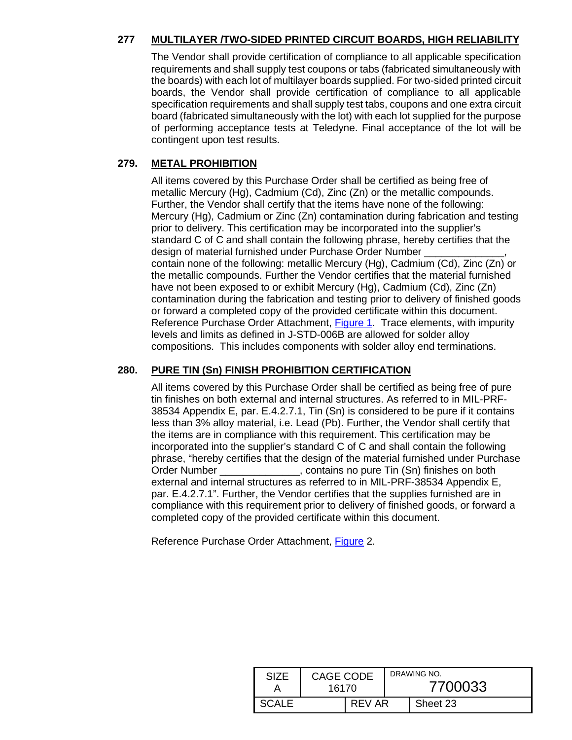## 277 MULTILAYER /TWO-SIDED PRINTED CIRCUIT BOARDS, HIGH RELIABILITY

The Vendor shall provide certification of compliance to all applicable specification requirements and shall supply test coupons or tabs (fabricated simultaneously with the boards) with each lot of multilayer boards supplied. For two-sided printed circuit boards, the Vendor shall provide certification of compliance to all applicable specification requirements and shall supply test tabs, coupons and one extra circuit board (fabricated simultaneously with the lot) with each lot supplied for the purpose of performing acceptance tests at Teledyne. Final acceptance of the lot will be contingent upon test results.

## 279. METAL PROHIBITION

All items covered by this Purchase Order shall be certified as being free of metallic Mercury (Hg), Cadmium (Cd), Zinc (Zn) or the metallic compounds. Further, the Vendor shall certify that the items have none of the following: Mercury (Hg), Cadmium or Zinc (Zn) contamination during fabrication and testing prior to delivery. This certification may be incorporated into the supplier's standard C of C and shall contain the following phrase, hereby certifies that the design of material furnished under Purchase Order Number ______________, contain none of the following: metallic Mercury (Hg), Cadmium (Cd), Zinc (Zn) or the metallic compounds. Further the Vendor certifies that the material furnished have not been exposed to or exhibit Mercury (Hg), Cadmium (Cd), Zinc (Zn) contamination during the fabrication and testing prior to delivery of finished goods or forward a completed copy of the provided certificate within this document. Reference Purchase Order Attachment, Figure 1. Trace elements, with impurity levels and limits as defined in J-STD-006B are allowed for solder alloy compositions. This includes components with solder alloy end terminations.

## 280. PURE TIN (Sn) FINISH PROHIBITION CERTIFICATION

All items covered by this Purchase Order shall be certified as being free of pure tin finishes on both external and internal structures. As referred to in MIL-PRF-38534 Appendix E, par. E.4.2.7.1, Tin (Sn) is considered to be pure if it contains less than 3% alloy material, i.e. Lead (Pb). Further, the Vendor shall certify that the items are in compliance with this requirement. This certification may be incorporated into the supplier's standard C of C and shall contain the following phrase, "hereby certifies that the design of the material furnished under Purchase Order Number ______________, contains no pure Tin (Sn) finishes on both external and internal structures as referred to in MIL-PRF-38534 Appendix E, par. E.4.2.7.1". Further, the Vendor certifies that the supplies furnished are in compliance with this requirement prior to delivery of finished goods, or forward a completed copy of the provided certificate within this document.

Reference Purchase Order Attachment, Figure 2.

| SIZE A | CAGE CODE 16170 | | DRAWING NO. 7700033 |
|---|---|---|---|
| SCALE | | REV AR | Sheet 23 |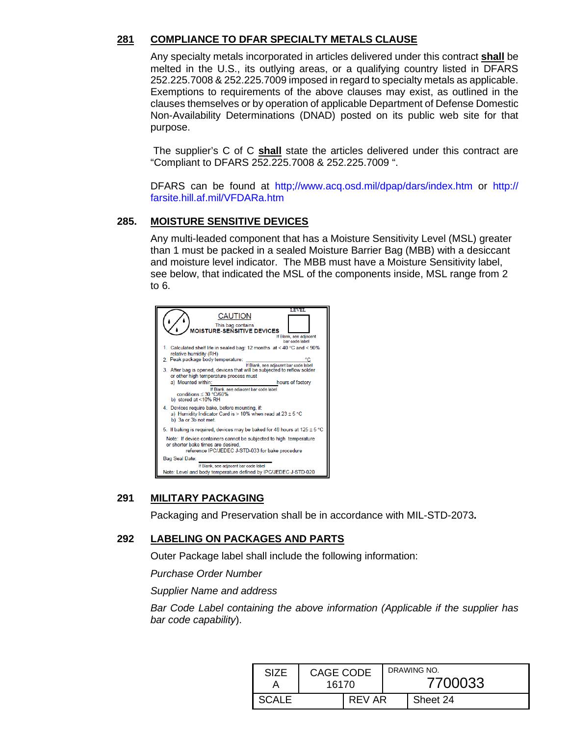## 281 COMPLIANCE TO DFAR SPECIALTY METALS CLAUSE

Any specialty metals incorporated in articles delivered under this contract **shall** be melted in the U.S., its outlying areas, or a qualifying country listed in DFARS 252.225.7008 & 252.225.7009 imposed in regard to specialty metals as applicable. Exemptions to requirements of the above clauses may exist, as outlined in the clauses themselves or by operation of applicable Department of Defense Domestic Non-Availability Determinations (DNAD) posted on its public web site for that purpose.

The supplier's C of C **shall** state the articles delivered under this contract are "Compliant to DFARS 252.225.7008 & 252.225.7009 ".

DFARS can be found at http;//www.acq.osd.mil/dpap/dars/index.htm or http://farsite.hill.af.mil/VFDARa.htm

## 285. MOISTURE SENSITIVE DEVICES

Any multi-leaded component that has a Moisture Sensitivity Level (MSL) greater than 1 must be packed in a sealed Moisture Barrier Bag (MBB) with a desiccant and moisture level indicator. The MBB must have a Moisture Sensitivity label, see below, that indicated the MSL of the components inside, MSL range from 2 to 6.

CAUTION

This bag contains

MOISTURE-SENSITIVE DEVICES

LEVEL

If Blank, see adjacent bar code label

1. Calculated shelf life in sealed bag: 12 months at < 40 °C and < 90% relative humidity (RH)
2. Peak package body temperature: ______ °C
   If Blank, see adjacent bar code label
3. After bag is opened, devices that will be subjected to reflow solder or other high temperature process must
   a) Mounted within: ______ hours of factory conditions ≤ 30 °C/60%
      If Blank, see adjacent bar code label
   b) stored at <10% RH
4. Devices require bake, before mounting, if:
   a) Humidity Indicator Card is > 10% when read at 23 ± 5 °C
   b) 3a or 3b not met
5. If baking is required, devices may be baked for 48 hours at 125 ± 5 °C

Note: If device containers cannot be subjected to high temperature or shorter bake times are desired, reference IPC/JEDEC J-STD-033 for bake procedure

Bag Seal Date: ______

If Blank, see adjacent bar code label

Note: Level and body temperature defined by IPC/JEDEC J-STD-020

## 291 MILITARY PACKAGING

Packaging and Preservation shall be in accordance with MIL-STD-2073**.**

## 292 LABELING ON PACKAGES AND PARTS

Outer Package label shall include the following information:

*Purchase Order Number*

*Supplier Name and address*

*Bar Code Label containing the above information (Applicable if the supplier has bar code capability*).

| SIZE A | CAGE CODE 16170 | | DRAWING NO. 7700033 |
|---|---|---|---|
| SCALE | | REV AR | Sheet 24 |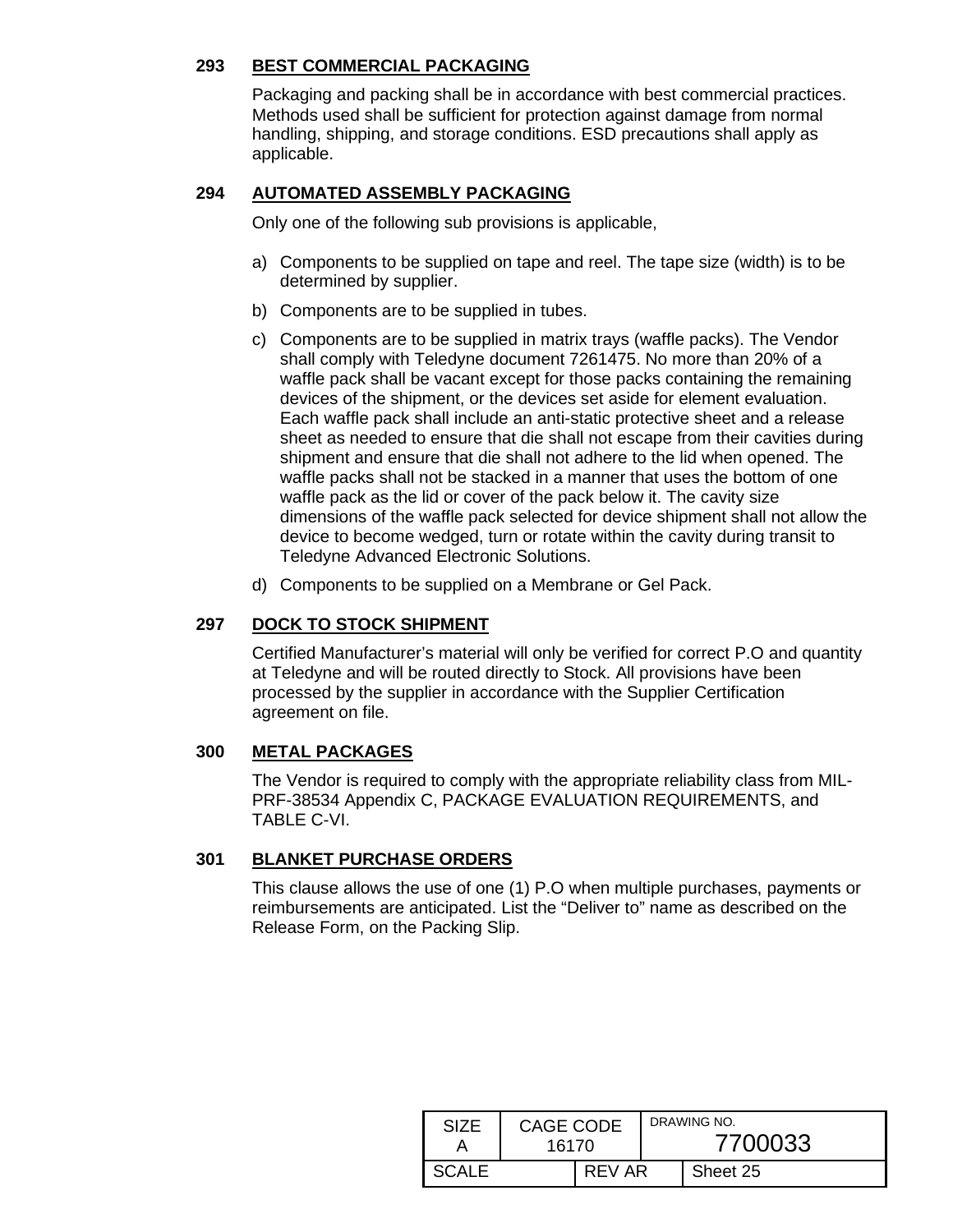## 293 BEST COMMERCIAL PACKAGING

Packaging and packing shall be in accordance with best commercial practices. Methods used shall be sufficient for protection against damage from normal handling, shipping, and storage conditions. ESD precautions shall apply as applicable.

## 294 AUTOMATED ASSEMBLY PACKAGING

Only one of the following sub provisions is applicable,

a) Components to be supplied on tape and reel. The tape size (width) is to be determined by supplier.

b) Components are to be supplied in tubes.

c) Components are to be supplied in matrix trays (waffle packs). The Vendor shall comply with Teledyne document 7261475. No more than 20% of a waffle pack shall be vacant except for those packs containing the remaining devices of the shipment, or the devices set aside for element evaluation. Each waffle pack shall include an anti-static protective sheet and a release sheet as needed to ensure that die shall not escape from their cavities during shipment and ensure that die shall not adhere to the lid when opened. The waffle packs shall not be stacked in a manner that uses the bottom of one waffle pack as the lid or cover of the pack below it. The cavity size dimensions of the waffle pack selected for device shipment shall not allow the device to become wedged, turn or rotate within the cavity during transit to Teledyne Advanced Electronic Solutions.

d) Components to be supplied on a Membrane or Gel Pack.

## 297 DOCK TO STOCK SHIPMENT

Certified Manufacturer's material will only be verified for correct P.O and quantity at Teledyne and will be routed directly to Stock. All provisions have been processed by the supplier in accordance with the Supplier Certification agreement on file.

## 300 METAL PACKAGES

The Vendor is required to comply with the appropriate reliability class from MIL-PRF-38534 Appendix C, PACKAGE EVALUATION REQUIREMENTS, and TABLE C-VI.

## 301 BLANKET PURCHASE ORDERS

This clause allows the use of one (1) P.O when multiple purchases, payments or reimbursements are anticipated. List the "Deliver to" name as described on the Release Form, on the Packing Slip.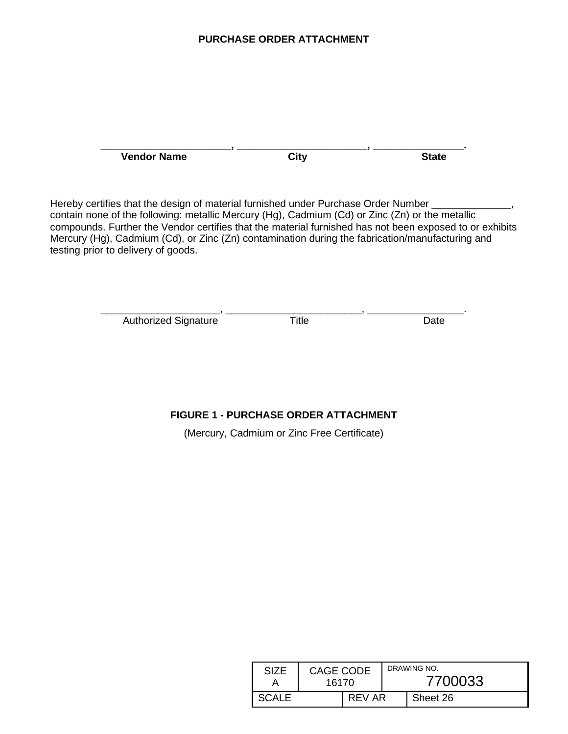**PURCHASE ORDER ATTACHMENT**

______________________, ______________________, ______________.

**Vendor Name** **City** **State**

Hereby certifies that the design of material furnished under Purchase Order Number ______________, contain none of the following: metallic Mercury (Hg), Cadmium (Cd) or Zinc (Zn) or the metallic compounds. Further the Vendor certifies that the material furnished has not been exposed to or exhibits Mercury (Hg), Cadmium (Cd), or Zinc (Zn) contamination during the fabrication/manufacturing and testing prior to delivery of goods.

_____________________, ________________________, ________________.

Authorized Signature Title Date

**FIGURE 1 - PURCHASE ORDER ATTACHMENT**

(Mercury, Cadmium or Zinc Free Certificate)

| SIZE A | CAGE CODE 16170 | | DRAWING NO. 7700033 |
|---|---|---|---|
| SCALE | | REV AR | Sheet 26 |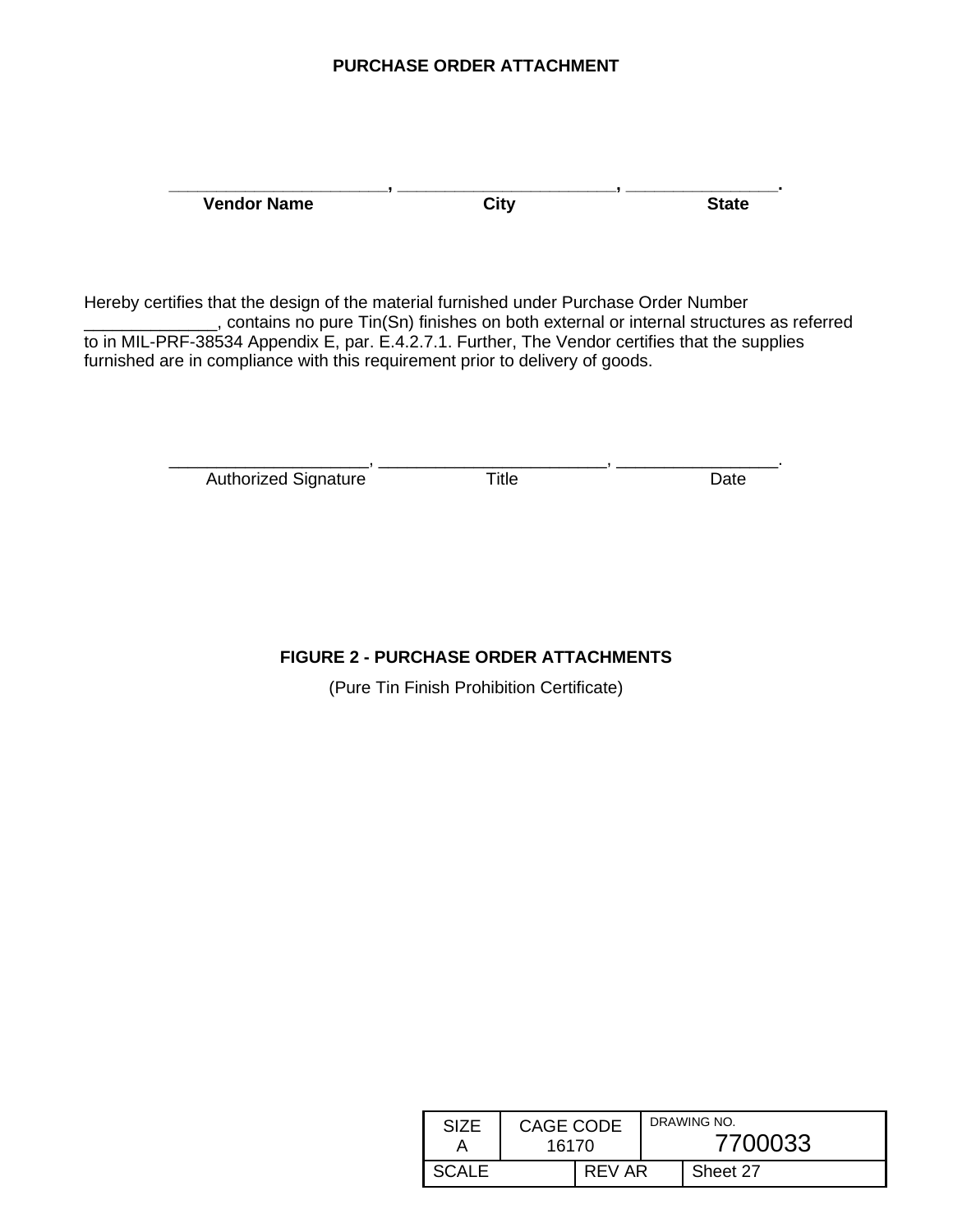**PURCHASE ORDER ATTACHMENT**

______________________, ______________________, _______________.
**Vendor Name** **City** **State**

Hereby certifies that the design of the material furnished under Purchase Order Number ______________, contains no pure Tin(Sn) finishes on both external or internal structures as referred to in MIL-PRF-38534 Appendix E, par. E.4.2.7.1. Further, The Vendor certifies that the supplies furnished are in compliance with this requirement prior to delivery of goods.

____________________, _______________________, ________________.
Authorized Signature Title Date

**FIGURE 2 - PURCHASE ORDER ATTACHMENTS**

(Pure Tin Finish Prohibition Certificate)

| | | | |
|---|---|---|---|
| SIZE A | CAGE CODE 16170 | DRAWING NO. 7700033 | |
| SCALE | | REV AR | Sheet 27 |